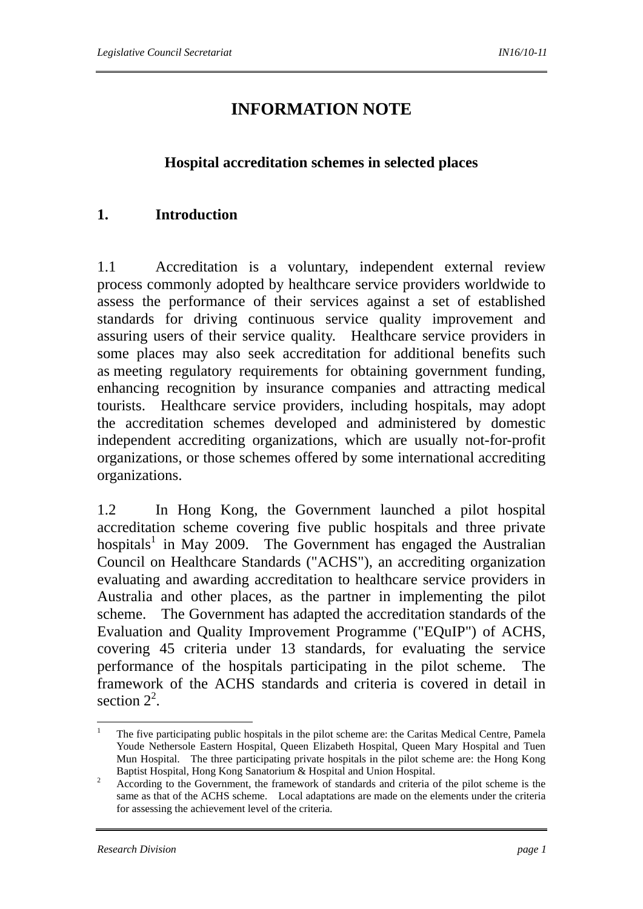# INFORMATION NOTE

## Hospital accreditation schemes in selected places

## 1. Introduction

1.1 Accreditation is a voluntary, independent external review process commonly adopted by healthcare service providers worldwide to assess the performance of their services against a set of established standards for driving continuous service quality improvement and assuring users of their service quality. Healthcare service providers in some places may also seek accreditation for additional benefits such as meeting regulatory requirements for obtaining government funding, enhancing recognition by insurance companies and attracting medical tourists. Healthcare service providers, including hospitals, may adopt the accreditation schemes developed and administered by domestic independent accrediting organizations, which are usually not-for-profit organizations, or those schemes offered by some international accrediting organizations.

1.2 In Hong Kong, the Government launched a pilot hospital accreditation scheme covering five public hospitals and three private hospitals[1] in May 2009. The Government has engaged the Australian Council on Healthcare Standards ("ACHS"), an accrediting organization evaluating and awarding accreditation to healthcare service providers in Australia and other places, as the partner in implementing the pilot scheme. The Government has adapted the accreditation standards of the Evaluation and Quality Improvement Programme ("EQuIP") of ACHS, covering 45 criteria under 13 standards, for evaluating the service performance of the hospitals participating in the pilot scheme. The framework of the ACHS standards and criteria is covered in detail in section 2[2].

---

[1] The five participating public hospitals in the pilot scheme are: the Caritas Medical Centre, Pamela Youde Nethersole Eastern Hospital, Queen Elizabeth Hospital, Queen Mary Hospital and Tuen Mun Hospital. The three participating private hospitals in the pilot scheme are: the Hong Kong Baptist Hospital, Hong Kong Sanatorium & Hospital and Union Hospital.

[2] According to the Government, the framework of standards and criteria of the pilot scheme is the same as that of the ACHS scheme. Local adaptations are made on the elements under the criteria for assessing the achievement level of the criteria.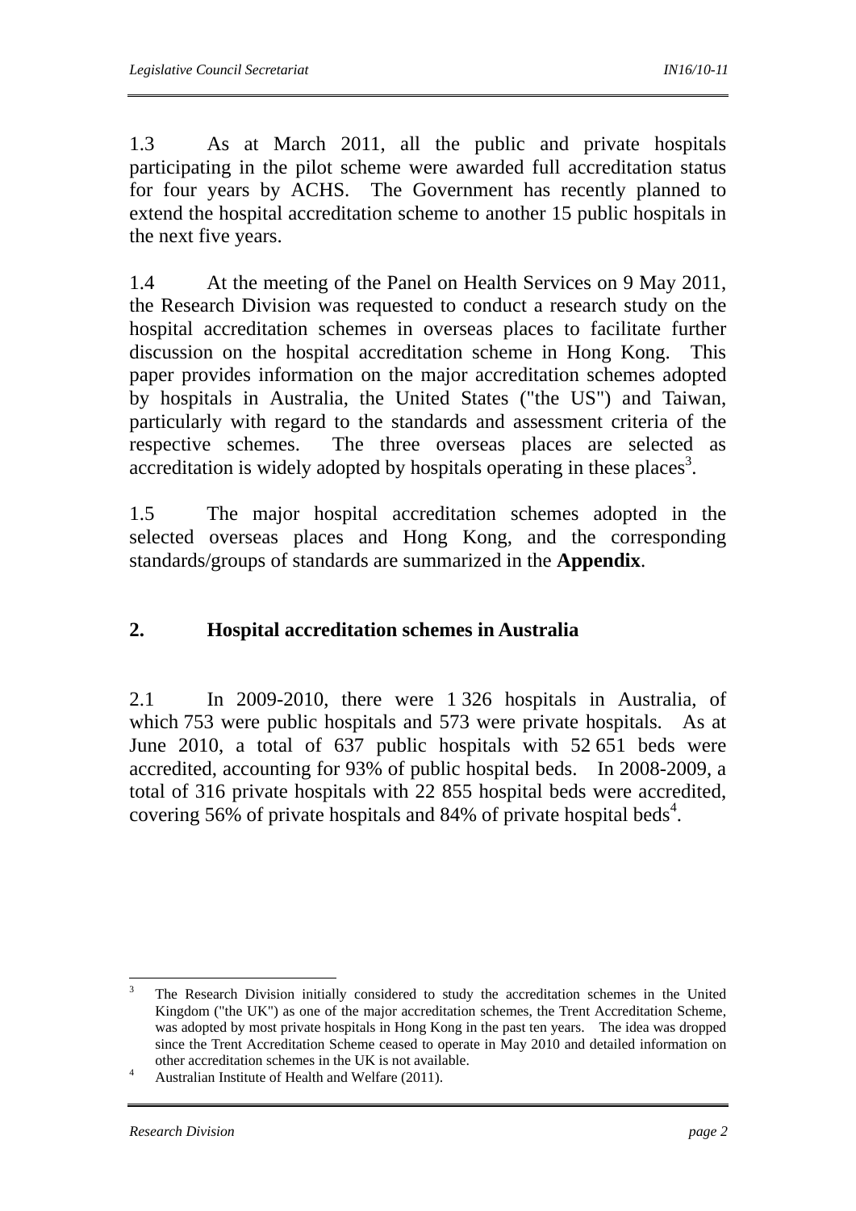1.3 As at March 2011, all the public and private hospitals participating in the pilot scheme were awarded full accreditation status for four years by ACHS. The Government has recently planned to extend the hospital accreditation scheme to another 15 public hospitals in the next five years.

1.4 At the meeting of the Panel on Health Services on 9 May 2011, the Research Division was requested to conduct a research study on the hospital accreditation schemes in overseas places to facilitate further discussion on the hospital accreditation scheme in Hong Kong. This paper provides information on the major accreditation schemes adopted by hospitals in Australia, the United States ("the US") and Taiwan, particularly with regard to the standards and assessment criteria of the respective schemes. The three overseas places are selected as accreditation is widely adopted by hospitals operating in these places[3].

1.5 The major hospital accreditation schemes adopted in the selected overseas places and Hong Kong, and the corresponding standards/groups of standards are summarized in the **Appendix**.

## 2. Hospital accreditation schemes in Australia

2.1 In 2009-2010, there were 1 326 hospitals in Australia, of which 753 were public hospitals and 573 were private hospitals. As at June 2010, a total of 637 public hospitals with 52 651 beds were accredited, accounting for 93% of public hospital beds. In 2008-2009, a total of 316 private hospitals with 22 855 hospital beds were accredited, covering 56% of private hospitals and 84% of private hospital beds[4].

---

[3] The Research Division initially considered to study the accreditation schemes in the United Kingdom ("the UK") as one of the major accreditation schemes, the Trent Accreditation Scheme, was adopted by most private hospitals in Hong Kong in the past ten years. The idea was dropped since the Trent Accreditation Scheme ceased to operate in May 2010 and detailed information on other accreditation schemes in the UK is not available.

[4] Australian Institute of Health and Welfare (2011).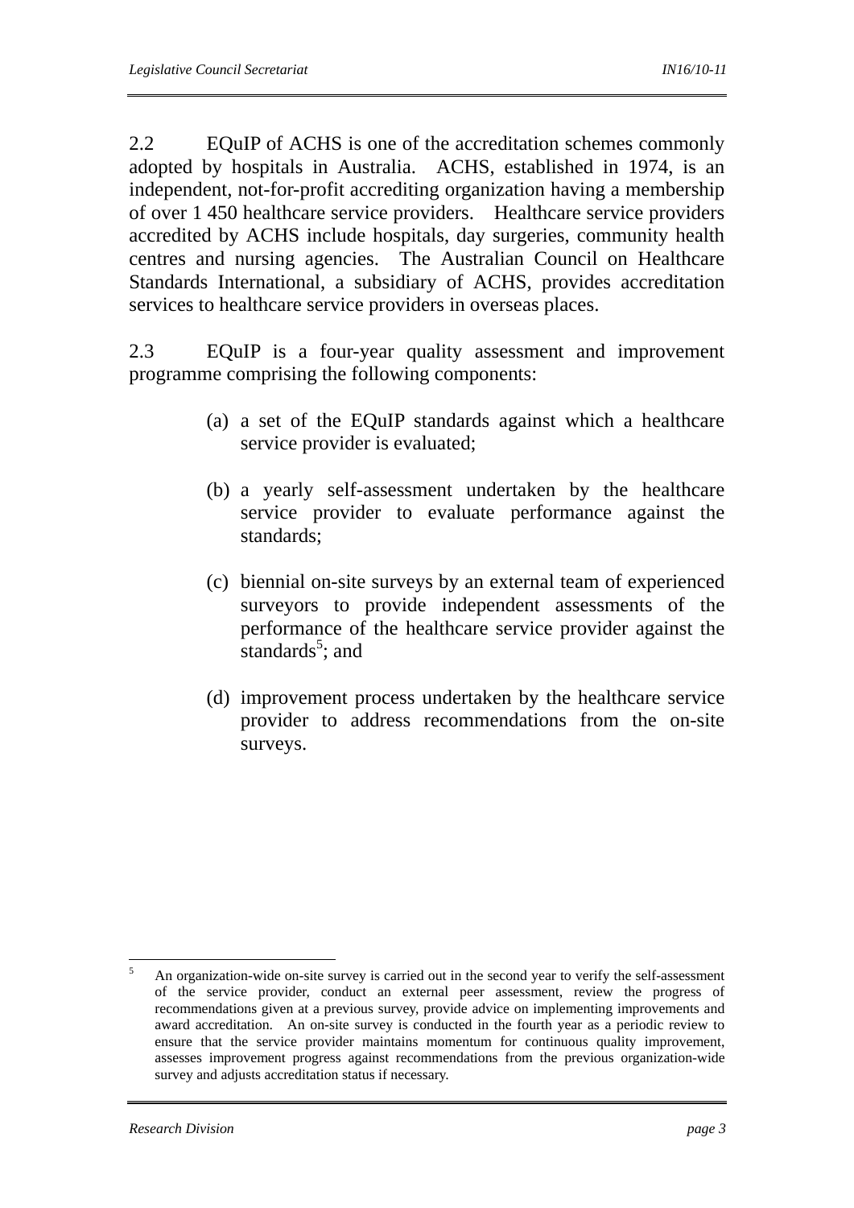2.2 EQuIP of ACHS is one of the accreditation schemes commonly adopted by hospitals in Australia. ACHS, established in 1974, is an independent, not-for-profit accrediting organization having a membership of over 1 450 healthcare service providers. Healthcare service providers accredited by ACHS include hospitals, day surgeries, community health centres and nursing agencies. The Australian Council on Healthcare Standards International, a subsidiary of ACHS, provides accreditation services to healthcare service providers in overseas places.

2.3 EQuIP is a four-year quality assessment and improvement programme comprising the following components:

(a) a set of the EQuIP standards against which a healthcare service provider is evaluated;

(b) a yearly self-assessment undertaken by the healthcare service provider to evaluate performance against the standards;

(c) biennial on-site surveys by an external team of experienced surveyors to provide independent assessments of the performance of the healthcare service provider against the standards[5]; and

(d) improvement process undertaken by the healthcare service provider to address recommendations from the on-site surveys.

---

[5] An organization-wide on-site survey is carried out in the second year to verify the self-assessment of the service provider, conduct an external peer assessment, review the progress of recommendations given at a previous survey, provide advice on implementing improvements and award accreditation. An on-site survey is conducted in the fourth year as a periodic review to ensure that the service provider maintains momentum for continuous quality improvement, assesses improvement progress against recommendations from the previous organization-wide survey and adjusts accreditation status if necessary.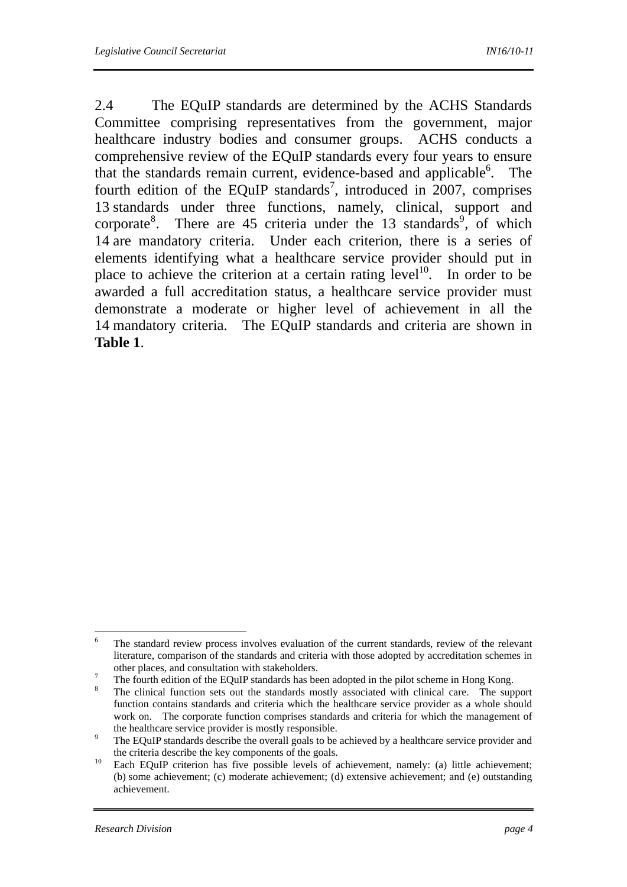2.4 The EQuIP standards are determined by the ACHS Standards Committee comprising representatives from the government, major healthcare industry bodies and consumer groups. ACHS conducts a comprehensive review of the EQuIP standards every four years to ensure that the standards remain current, evidence-based and applicable[6]. The fourth edition of the EQuIP standards[7], introduced in 2007, comprises 13 standards under three functions, namely, clinical, support and corporate[8]. There are 45 criteria under the 13 standards[9], of which 14 are mandatory criteria. Under each criterion, there is a series of elements identifying what a healthcare service provider should put in place to achieve the criterion at a certain rating level[10]. In order to be awarded a full accreditation status, a healthcare service provider must demonstrate a moderate or higher level of achievement in all the 14 mandatory criteria. The EQuIP standards and criteria are shown in **Table 1**.

---

[6] The standard review process involves evaluation of the current standards, review of the relevant literature, comparison of the standards and criteria with those adopted by accreditation schemes in other places, and consultation with stakeholders.

[7] The fourth edition of the EQuIP standards has been adopted in the pilot scheme in Hong Kong.

[8] The clinical function sets out the standards mostly associated with clinical care. The support function contains standards and criteria which the healthcare service provider as a whole should work on. The corporate function comprises standards and criteria for which the management of the healthcare service provider is mostly responsible.

[9] The EQuIP standards describe the overall goals to be achieved by a healthcare service provider and the criteria describe the key components of the goals.

[10] Each EQuIP criterion has five possible levels of achievement, namely: (a) little achievement; (b) some achievement; (c) moderate achievement; (d) extensive achievement; and (e) outstanding achievement.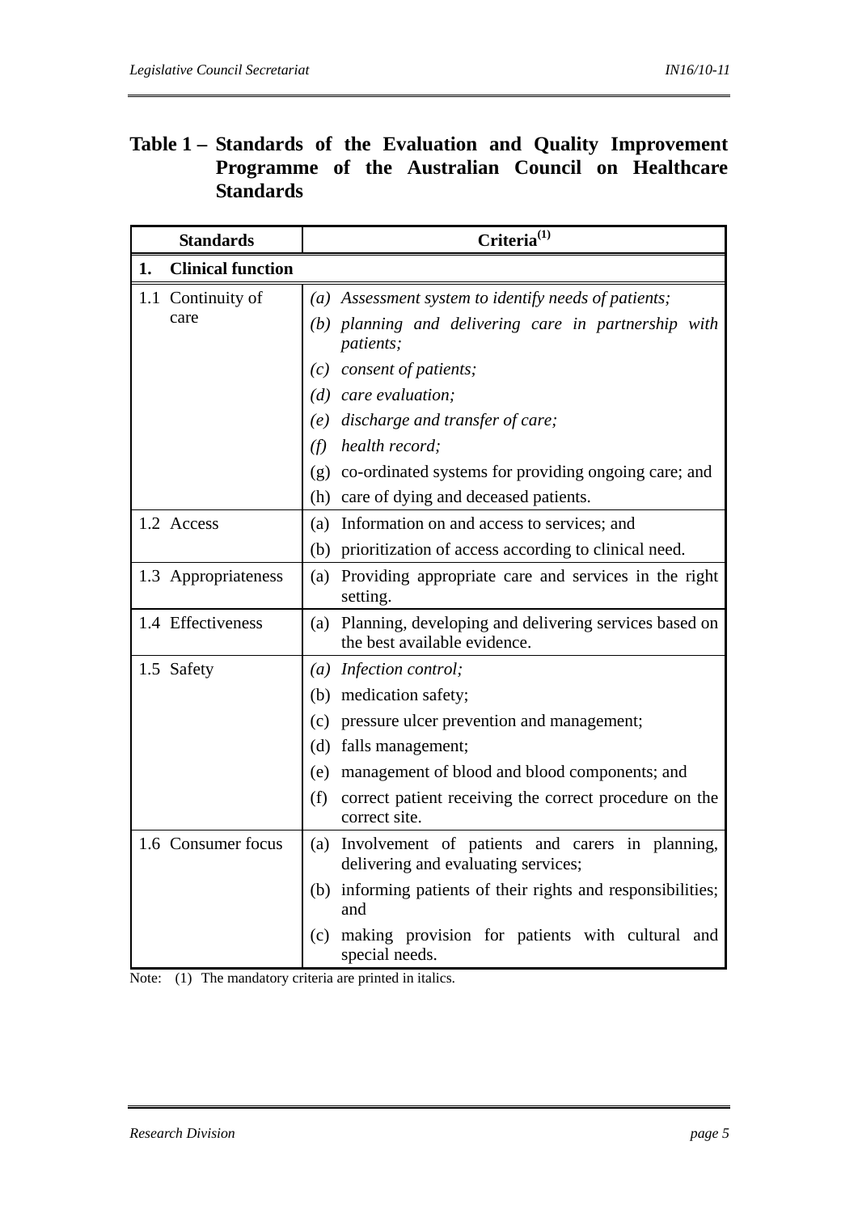**Table 1 – Standards of the Evaluation and Quality Improvement Programme of the Australian Council on Healthcare Standards**

| Standards | Criteria[1] |
|---|---|
| **1. Clinical function** | |
| 1.1 Continuity of care | *(a) Assessment system to identify needs of patients;*<br>*(b) planning and delivering care in partnership with patients;*<br>*(c) consent of patients;*<br>*(d) care evaluation;*<br>*(e) discharge and transfer of care;*<br>*(f) health record;*<br>(g) co-ordinated systems for providing ongoing care; and<br>(h) care of dying and deceased patients. |
| 1.2 Access | (a) Information on and access to services; and<br>(b) prioritization of access according to clinical need. |
| 1.3 Appropriateness | (a) Providing appropriate care and services in the right setting. |
| 1.4 Effectiveness | (a) Planning, developing and delivering services based on the best available evidence. |
| 1.5 Safety | *(a) Infection control;*<br>(b) medication safety;<br>(c) pressure ulcer prevention and management;<br>(d) falls management;<br>(e) management of blood and blood components; and<br>(f) correct patient receiving the correct procedure on the correct site. |
| 1.6 Consumer focus | (a) Involvement of patients and carers in planning, delivering and evaluating services;<br>(b) informing patients of their rights and responsibilities; and<br>(c) making provision for patients with cultural and special needs. |

Note: (1) The mandatory criteria are printed in italics.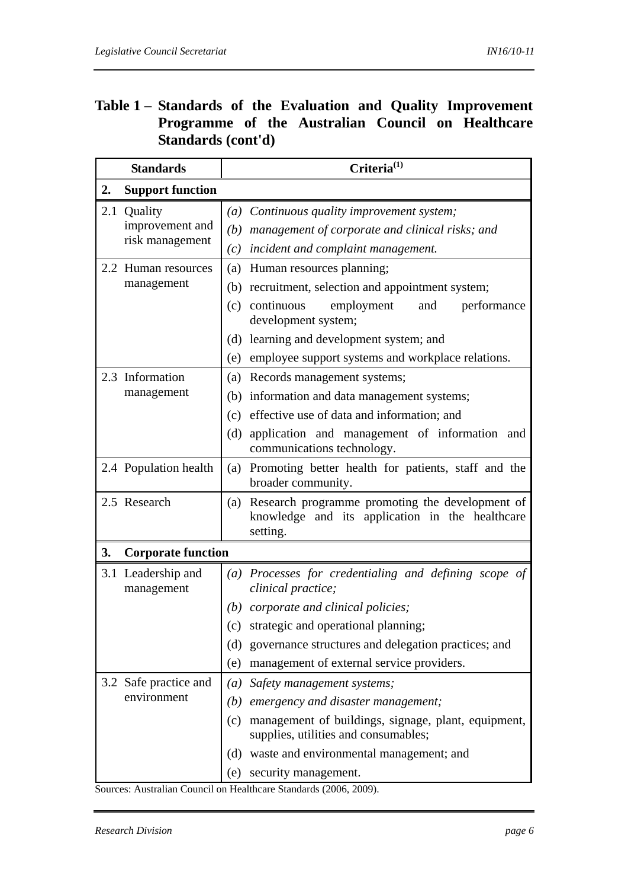**Table 1 – Standards of the Evaluation and Quality Improvement Programme of the Australian Council on Healthcare Standards (cont'd)**

| Standards | Criteria[(1)] |
|---|---|
| **2. Support function** | |
| 2.1 Quality improvement and risk management | *(a) Continuous quality improvement system;* <br> *(b) management of corporate and clinical risks; and* <br> *(c) incident and complaint management.* |
| 2.2 Human resources management | (a) Human resources planning; <br> (b) recruitment, selection and appointment system; <br> (c) continuous employment and performance development system; <br> (d) learning and development system; and <br> (e) employee support systems and workplace relations. |
| 2.3 Information management | (a) Records management systems; <br> (b) information and data management systems; <br> (c) effective use of data and information; and <br> (d) application and management of information and communications technology. |
| 2.4 Population health | (a) Promoting better health for patients, staff and the broader community. |
| 2.5 Research | (a) Research programme promoting the development of knowledge and its application in the healthcare setting. |
| **3. Corporate function** | |
| 3.1 Leadership and management | *(a) Processes for credentialing and defining scope of clinical practice;* <br> *(b) corporate and clinical policies;* <br> (c) strategic and operational planning; <br> (d) governance structures and delegation practices; and <br> (e) management of external service providers. |
| 3.2 Safe practice and environment | *(a) Safety management systems;* <br> *(b) emergency and disaster management;* <br> (c) management of buildings, signage, plant, equipment, supplies, utilities and consumables; <br> (d) waste and environmental management; and <br> (e) security management. |

Sources: Australian Council on Healthcare Standards (2006, 2009).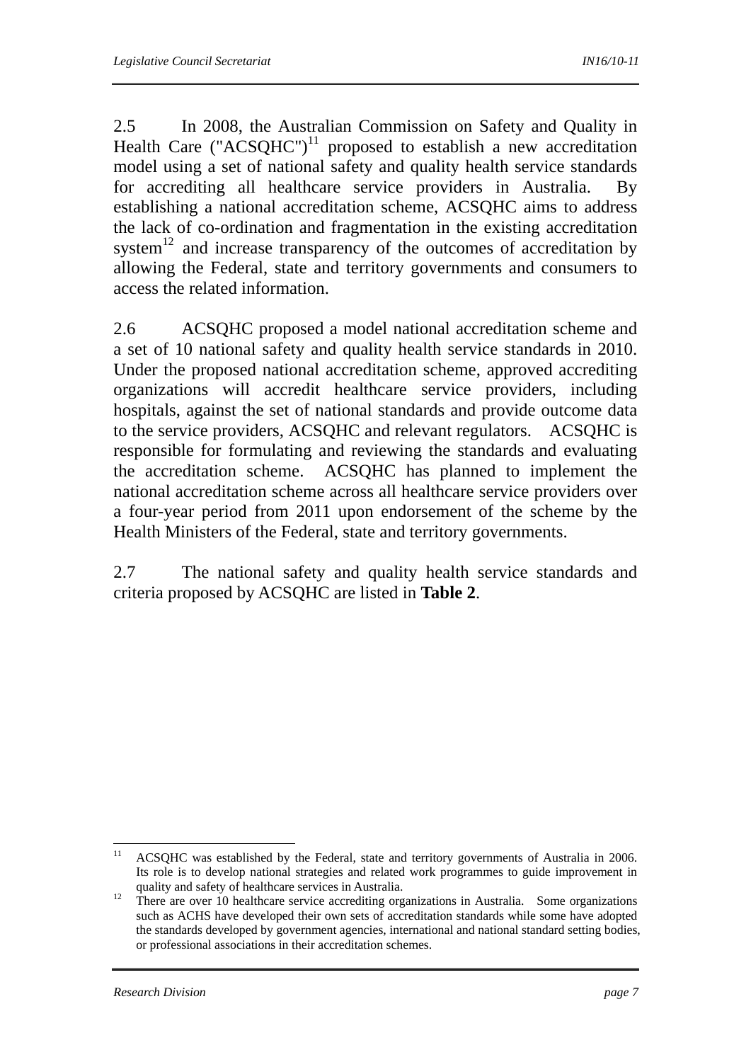2.5 In 2008, the Australian Commission on Safety and Quality in Health Care ("ACSQHC")[11] proposed to establish a new accreditation model using a set of national safety and quality health service standards for accrediting all healthcare service providers in Australia. By establishing a national accreditation scheme, ACSQHC aims to address the lack of co-ordination and fragmentation in the existing accreditation system[12] and increase transparency of the outcomes of accreditation by allowing the Federal, state and territory governments and consumers to access the related information.

2.6 ACSQHC proposed a model national accreditation scheme and a set of 10 national safety and quality health service standards in 2010. Under the proposed national accreditation scheme, approved accrediting organizations will accredit healthcare service providers, including hospitals, against the set of national standards and provide outcome data to the service providers, ACSQHC and relevant regulators. ACSQHC is responsible for formulating and reviewing the standards and evaluating the accreditation scheme. ACSQHC has planned to implement the national accreditation scheme across all healthcare service providers over a four-year period from 2011 upon endorsement of the scheme by the Health Ministers of the Federal, state and territory governments.

2.7 The national safety and quality health service standards and criteria proposed by ACSQHC are listed in **Table 2**.

---

[11] ACSQHC was established by the Federal, state and territory governments of Australia in 2006. Its role is to develop national strategies and related work programmes to guide improvement in quality and safety of healthcare services in Australia.

[12] There are over 10 healthcare service accrediting organizations in Australia. Some organizations such as ACHS have developed their own sets of accreditation standards while some have adopted the standards developed by government agencies, international and national standard setting bodies, or professional associations in their accreditation schemes.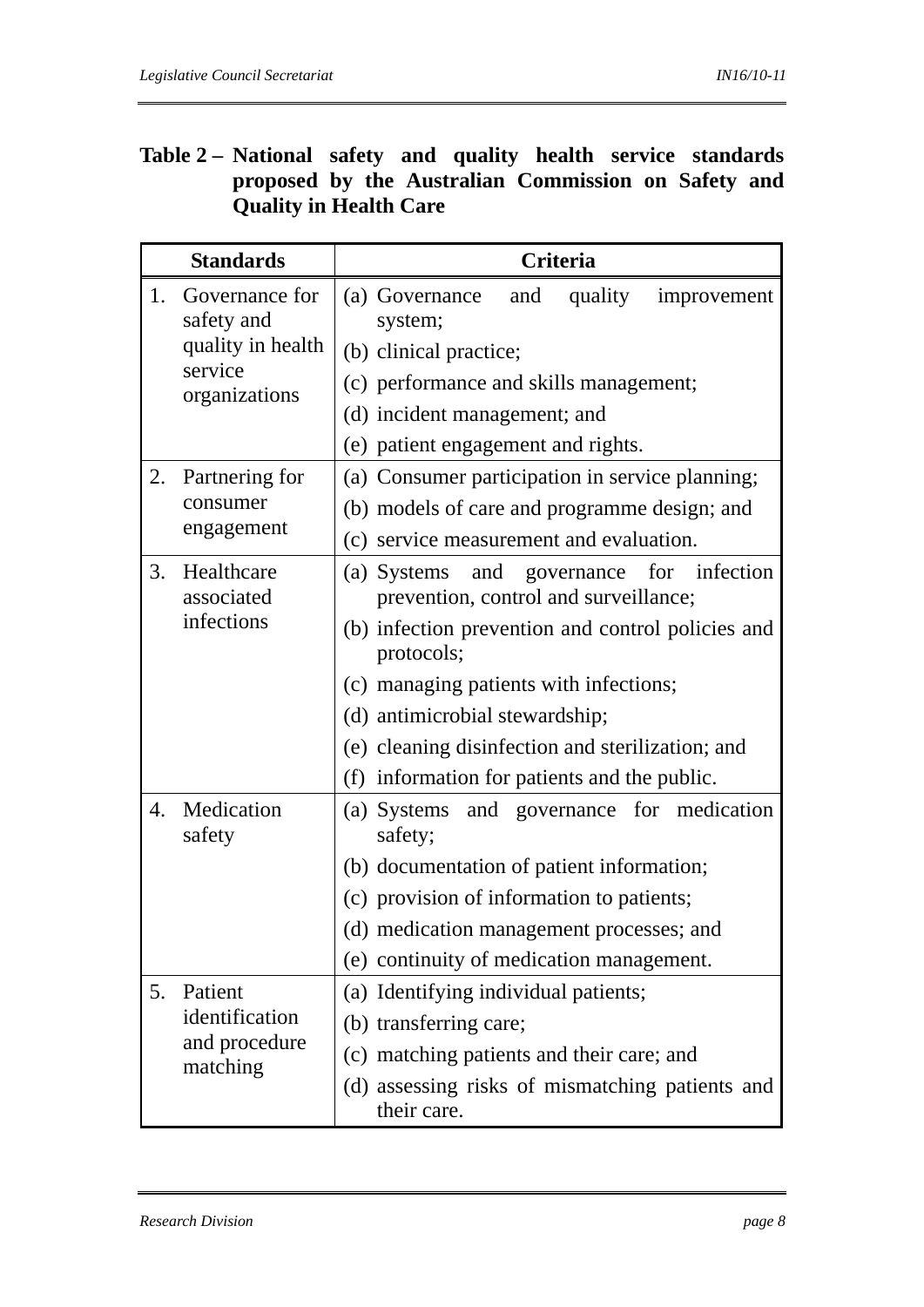**Table 2 – National safety and quality health service standards proposed by the Australian Commission on Safety and Quality in Health Care**

| Standards | Criteria |
|---|---|
| 1. Governance for safety and quality in health service organizations | (a) Governance and quality improvement system;<br>(b) clinical practice;<br>(c) performance and skills management;<br>(d) incident management; and<br>(e) patient engagement and rights. |
| 2. Partnering for consumer engagement | (a) Consumer participation in service planning;<br>(b) models of care and programme design; and<br>(c) service measurement and evaluation. |
| 3. Healthcare associated infections | (a) Systems and governance for infection prevention, control and surveillance;<br>(b) infection prevention and control policies and protocols;<br>(c) managing patients with infections;<br>(d) antimicrobial stewardship;<br>(e) cleaning disinfection and sterilization; and<br>(f) information for patients and the public. |
| 4. Medication safety | (a) Systems and governance for medication safety;<br>(b) documentation of patient information;<br>(c) provision of information to patients;<br>(d) medication management processes; and<br>(e) continuity of medication management. |
| 5. Patient identification and procedure matching | (a) Identifying individual patients;<br>(b) transferring care;<br>(c) matching patients and their care; and<br>(d) assessing risks of mismatching patients and their care. |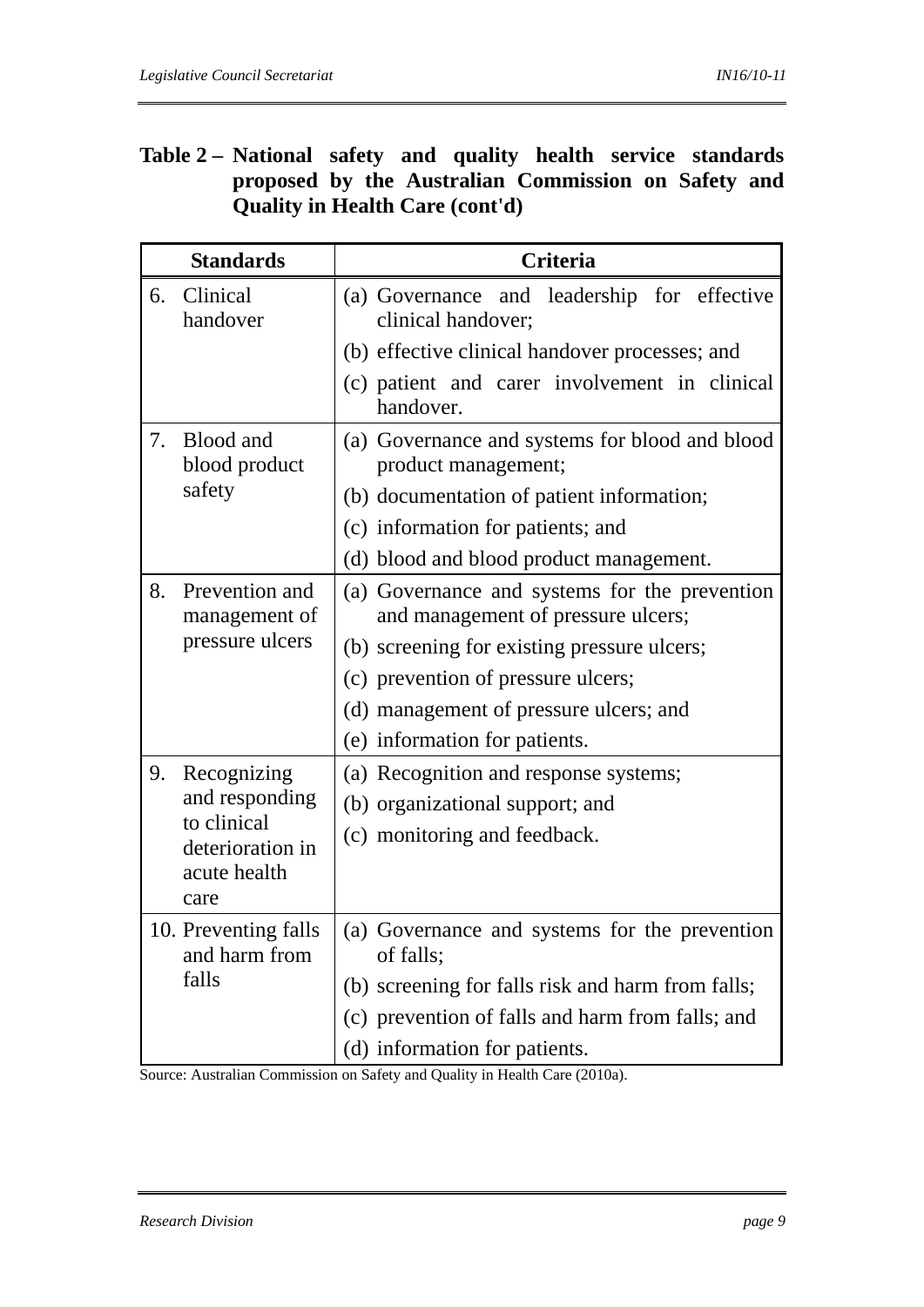**Table 2 – National safety and quality health service standards proposed by the Australian Commission on Safety and Quality in Health Care (cont'd)**

| Standards | Criteria |
|---|---|
| 6. Clinical handover | (a) Governance and leadership for effective clinical handover;<br>(b) effective clinical handover processes; and<br>(c) patient and carer involvement in clinical handover. |
| 7. Blood and blood product safety | (a) Governance and systems for blood and blood product management;<br>(b) documentation of patient information;<br>(c) information for patients; and<br>(d) blood and blood product management. |
| 8. Prevention and management of pressure ulcers | (a) Governance and systems for the prevention and management of pressure ulcers;<br>(b) screening for existing pressure ulcers;<br>(c) prevention of pressure ulcers;<br>(d) management of pressure ulcers; and<br>(e) information for patients. |
| 9. Recognizing and responding to clinical deterioration in acute health care | (a) Recognition and response systems;<br>(b) organizational support; and<br>(c) monitoring and feedback. |
| 10. Preventing falls and harm from falls | (a) Governance and systems for the prevention of falls;<br>(b) screening for falls risk and harm from falls;<br>(c) prevention of falls and harm from falls; and<br>(d) information for patients. |

Source: Australian Commission on Safety and Quality in Health Care (2010a).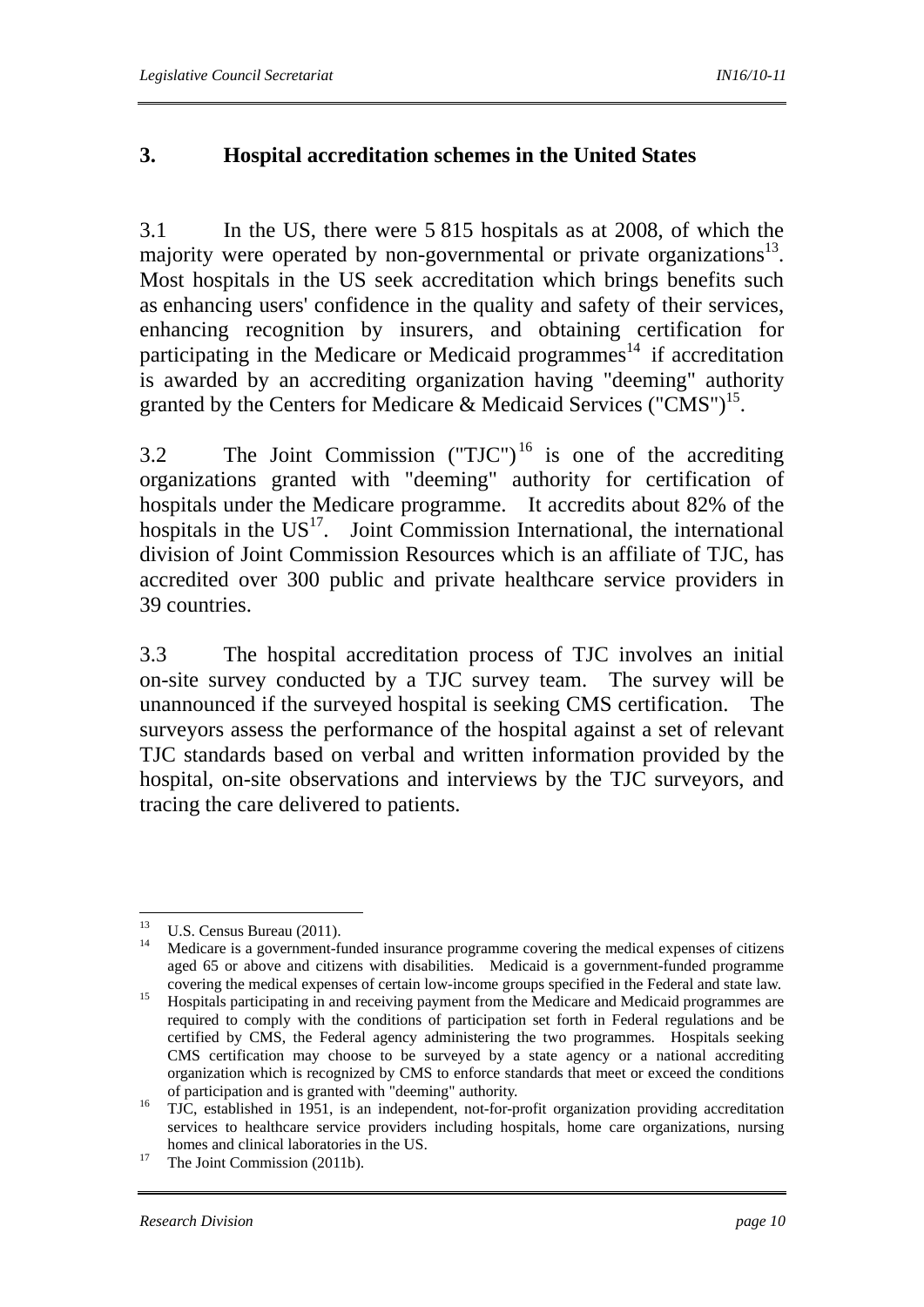## 3. Hospital accreditation schemes in the United States

3.1 In the US, there were 5 815 hospitals as at 2008, of which the majority were operated by non-governmental or private organizations[13]. Most hospitals in the US seek accreditation which brings benefits such as enhancing users' confidence in the quality and safety of their services, enhancing recognition by insurers, and obtaining certification for participating in the Medicare or Medicaid programmes[14] if accreditation is awarded by an accrediting organization having "deeming" authority granted by the Centers for Medicare & Medicaid Services ("CMS")[15].

3.2 The Joint Commission ("TJC")[16] is one of the accrediting organizations granted with "deeming" authority for certification of hospitals under the Medicare programme. It accredits about 82% of the hospitals in the US[17]. Joint Commission International, the international division of Joint Commission Resources which is an affiliate of TJC, has accredited over 300 public and private healthcare service providers in 39 countries.

3.3 The hospital accreditation process of TJC involves an initial on-site survey conducted by a TJC survey team. The survey will be unannounced if the surveyed hospital is seeking CMS certification. The surveyors assess the performance of the hospital against a set of relevant TJC standards based on verbal and written information provided by the hospital, on-site observations and interviews by the TJC surveyors, and tracing the care delivered to patients.

---

[13] U.S. Census Bureau (2011).

[14] Medicare is a government-funded insurance programme covering the medical expenses of citizens aged 65 or above and citizens with disabilities. Medicaid is a government-funded programme covering the medical expenses of certain low-income groups specified in the Federal and state law.

[15] Hospitals participating in and receiving payment from the Medicare and Medicaid programmes are required to comply with the conditions of participation set forth in Federal regulations and be certified by CMS, the Federal agency administering the two programmes. Hospitals seeking CMS certification may choose to be surveyed by a state agency or a national accrediting organization which is recognized by CMS to enforce standards that meet or exceed the conditions of participation and is granted with "deeming" authority.

[16] TJC, established in 1951, is an independent, not-for-profit organization providing accreditation services to healthcare service providers including hospitals, home care organizations, nursing homes and clinical laboratories in the US.

[17] The Joint Commission (2011b).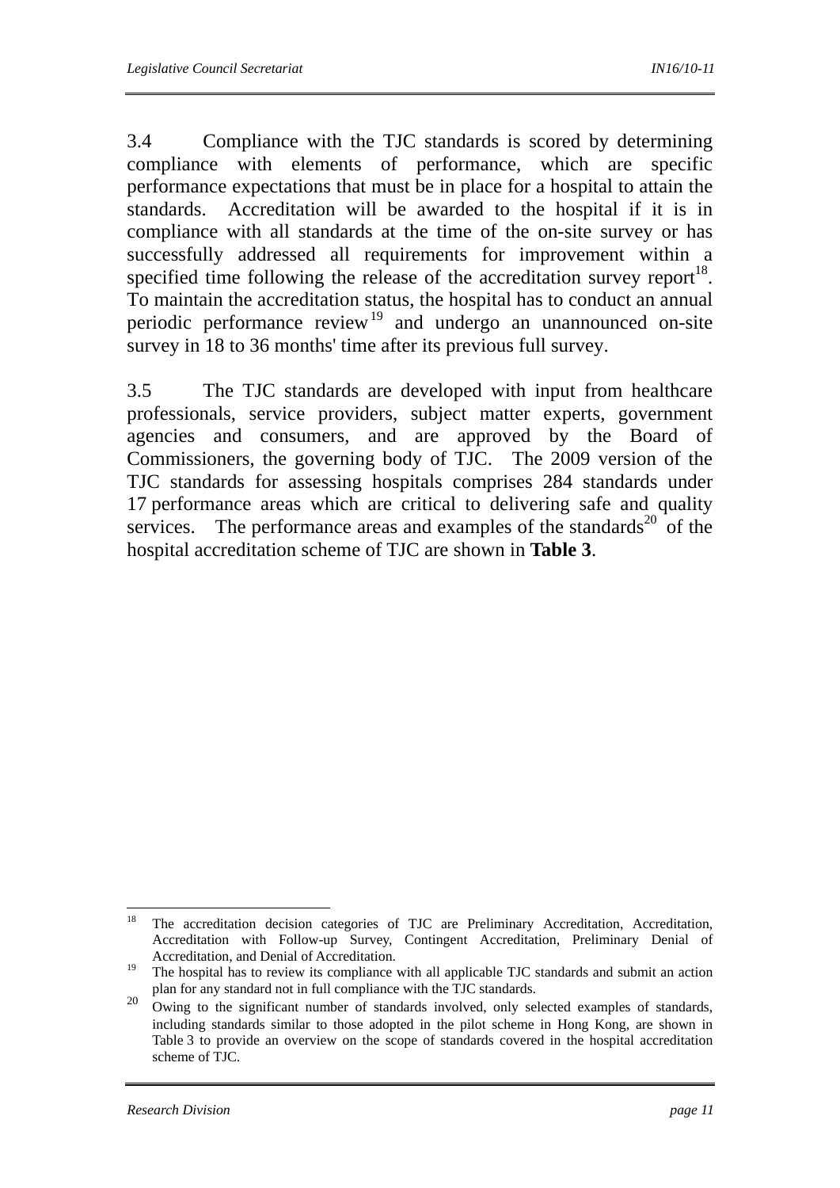3.4 Compliance with the TJC standards is scored by determining compliance with elements of performance, which are specific performance expectations that must be in place for a hospital to attain the standards. Accreditation will be awarded to the hospital if it is in compliance with all standards at the time of the on-site survey or has successfully addressed all requirements for improvement within a specified time following the release of the accreditation survey report[18]. To maintain the accreditation status, the hospital has to conduct an annual periodic performance review[19] and undergo an unannounced on-site survey in 18 to 36 months' time after its previous full survey.

3.5 The TJC standards are developed with input from healthcare professionals, service providers, subject matter experts, government agencies and consumers, and are approved by the Board of Commissioners, the governing body of TJC. The 2009 version of the TJC standards for assessing hospitals comprises 284 standards under 17 performance areas which are critical to delivering safe and quality services. The performance areas and examples of the standards[20] of the hospital accreditation scheme of TJC are shown in **Table 3**.

---

[18] The accreditation decision categories of TJC are Preliminary Accreditation, Accreditation, Accreditation with Follow-up Survey, Contingent Accreditation, Preliminary Denial of Accreditation, and Denial of Accreditation.

[19] The hospital has to review its compliance with all applicable TJC standards and submit an action plan for any standard not in full compliance with the TJC standards.

[20] Owing to the significant number of standards involved, only selected examples of standards, including standards similar to those adopted in the pilot scheme in Hong Kong, are shown in Table 3 to provide an overview on the scope of standards covered in the hospital accreditation scheme of TJC.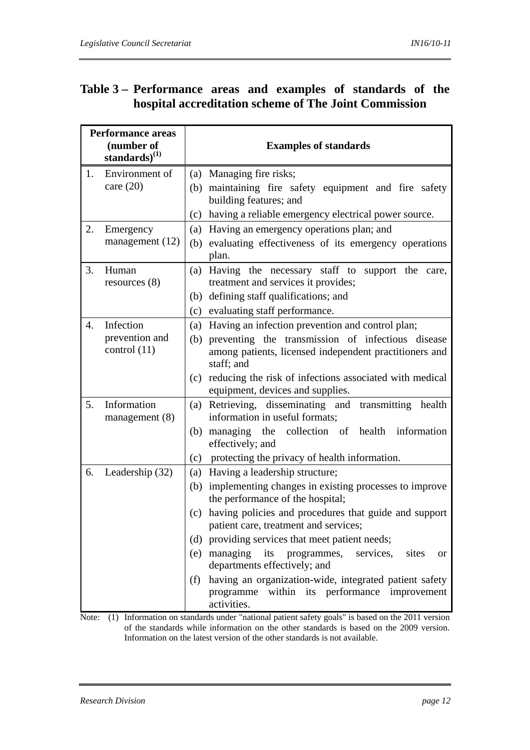## Table 3 – Performance areas and examples of standards of the hospital accreditation scheme of The Joint Commission

| Performance areas (number of standards)[1] | Examples of standards |
|---|---|
| 1. Environment of care (20) | (a) Managing fire risks;<br>(b) maintaining fire safety equipment and fire safety building features; and<br>(c) having a reliable emergency electrical power source. |
| 2. Emergency management (12) | (a) Having an emergency operations plan; and<br>(b) evaluating effectiveness of its emergency operations plan. |
| 3. Human resources (8) | (a) Having the necessary staff to support the care, treatment and services it provides;<br>(b) defining staff qualifications; and<br>(c) evaluating staff performance. |
| 4. Infection prevention and control (11) | (a) Having an infection prevention and control plan;<br>(b) preventing the transmission of infectious disease among patients, licensed independent practitioners and staff; and<br>(c) reducing the risk of infections associated with medical equipment, devices and supplies. |
| 5. Information management (8) | (a) Retrieving, disseminating and transmitting health information in useful formats;<br>(b) managing the collection of health information effectively; and<br>(c) protecting the privacy of health information. |
| 6. Leadership (32) | (a) Having a leadership structure;<br>(b) implementing changes in existing processes to improve the performance of the hospital;<br>(c) having policies and procedures that guide and support patient care, treatment and services;<br>(d) providing services that meet patient needs;<br>(e) managing its programmes, services, sites or departments effectively; and<br>(f) having an organization-wide, integrated patient safety programme within its performance improvement activities. |

Note: (1) Information on standards under "national patient safety goals" is based on the 2011 version of the standards while information on the other standards is based on the 2009 version. Information on the latest version of the other standards is not available.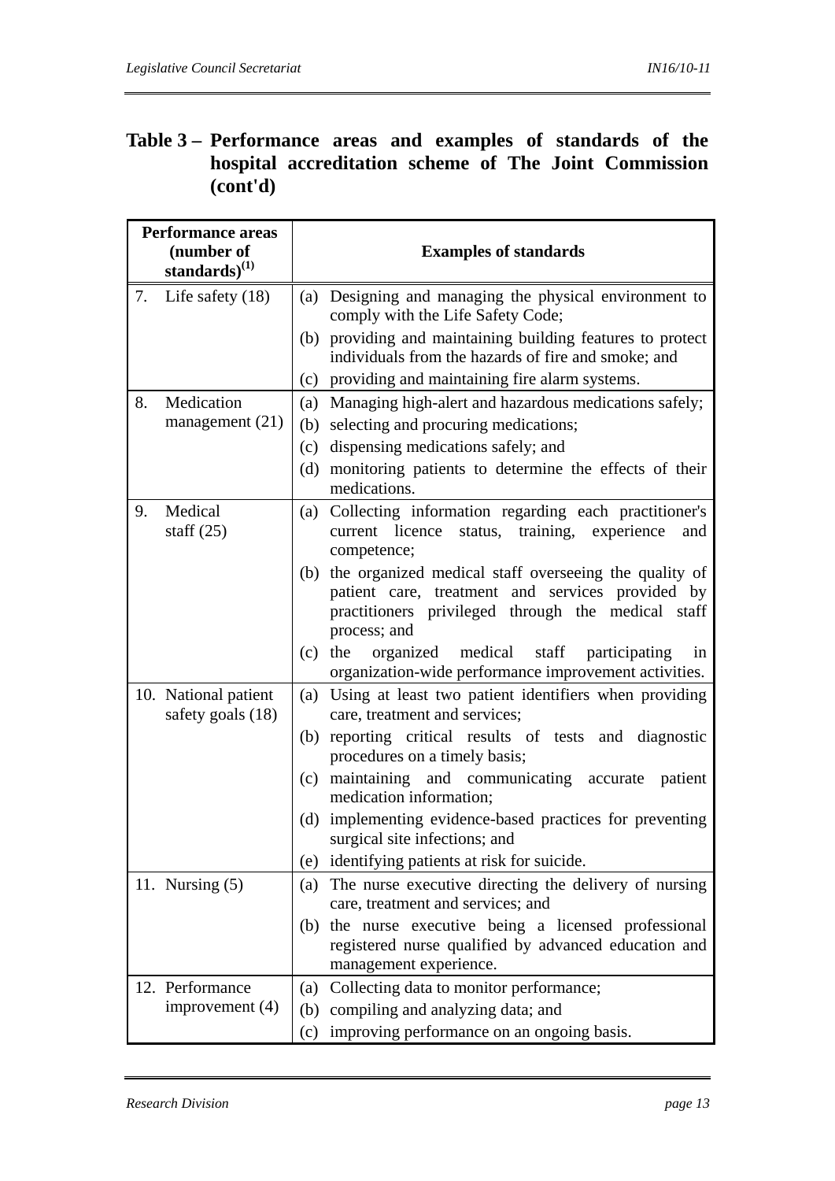**Table 3 – Performance areas and examples of standards of the hospital accreditation scheme of The Joint Commission (cont'd)**

| Performance areas (number of standards)[1] | Examples of standards |
|---|---|
| 7. Life safety (18) | (a) Designing and managing the physical environment to comply with the Life Safety Code;<br>(b) providing and maintaining building features to protect individuals from the hazards of fire and smoke; and<br>(c) providing and maintaining fire alarm systems. |
| 8. Medication management (21) | (a) Managing high-alert and hazardous medications safely;<br>(b) selecting and procuring medications;<br>(c) dispensing medications safely; and<br>(d) monitoring patients to determine the effects of their medications. |
| 9. Medical staff (25) | (a) Collecting information regarding each practitioner's current licence status, training, experience and competence;<br>(b) the organized medical staff overseeing the quality of patient care, treatment and services provided by practitioners privileged through the medical staff process; and<br>(c) the organized medical staff participating in organization-wide performance improvement activities. |
| 10. National patient safety goals (18) | (a) Using at least two patient identifiers when providing care, treatment and services;<br>(b) reporting critical results of tests and diagnostic procedures on a timely basis;<br>(c) maintaining and communicating accurate patient medication information;<br>(d) implementing evidence-based practices for preventing surgical site infections; and<br>(e) identifying patients at risk for suicide. |
| 11. Nursing (5) | (a) The nurse executive directing the delivery of nursing care, treatment and services; and<br>(b) the nurse executive being a licensed professional registered nurse qualified by advanced education and management experience. |
| 12. Performance improvement (4) | (a) Collecting data to monitor performance;<br>(b) compiling and analyzing data; and<br>(c) improving performance on an ongoing basis. |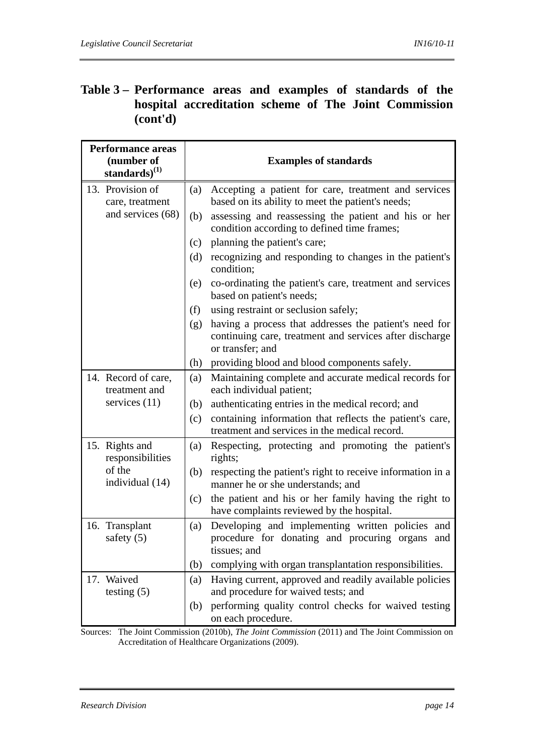## Table 3 – Performance areas and examples of standards of the hospital accreditation scheme of The Joint Commission (cont'd)

| Performance areas (number of standards)[1] | Examples of standards |
|---|---|
| 13. Provision of care, treatment and services (68) | (a) Accepting a patient for care, treatment and services based on its ability to meet the patient's needs;<br>(b) assessing and reassessing the patient and his or her condition according to defined time frames;<br>(c) planning the patient's care;<br>(d) recognizing and responding to changes in the patient's condition;<br>(e) co-ordinating the patient's care, treatment and services based on patient's needs;<br>(f) using restraint or seclusion safely;<br>(g) having a process that addresses the patient's need for continuing care, treatment and services after discharge or transfer; and<br>(h) providing blood and blood components safely. |
| 14. Record of care, treatment and services (11) | (a) Maintaining complete and accurate medical records for each individual patient;<br>(b) authenticating entries in the medical record; and<br>(c) containing information that reflects the patient's care, treatment and services in the medical record. |
| 15. Rights and responsibilities of the individual (14) | (a) Respecting, protecting and promoting the patient's rights;<br>(b) respecting the patient's right to receive information in a manner he or she understands; and<br>(c) the patient and his or her family having the right to have complaints reviewed by the hospital. |
| 16. Transplant safety (5) | (a) Developing and implementing written policies and procedure for donating and procuring organs and tissues; and<br>(b) complying with organ transplantation responsibilities. |
| 17. Waived testing (5) | (a) Having current, approved and readily available policies and procedure for waived tests; and<br>(b) performing quality control checks for waived testing on each procedure. |

Sources: The Joint Commission (2010b), *The Joint Commission* (2011) and The Joint Commission on Accreditation of Healthcare Organizations (2009).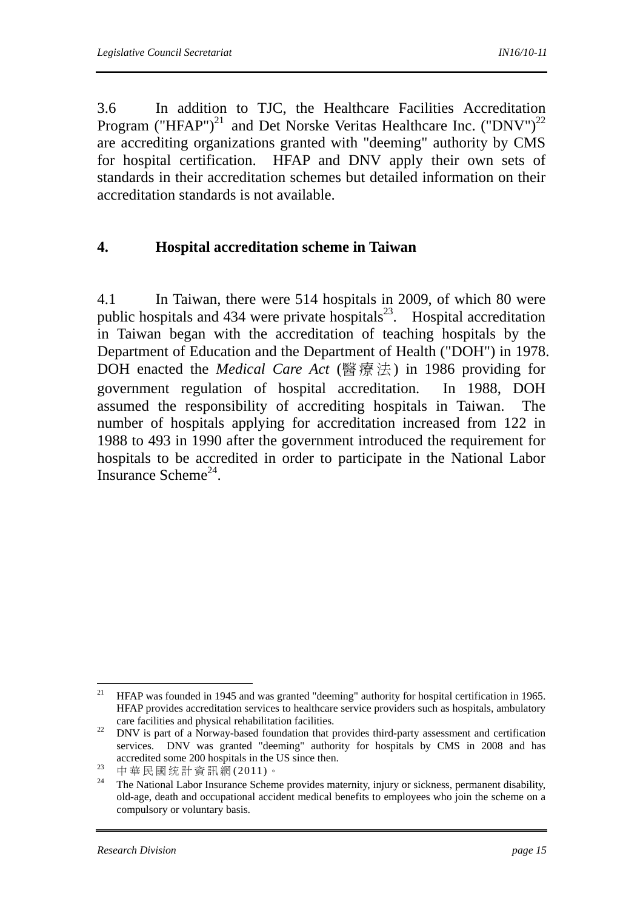3.6 In addition to TJC, the Healthcare Facilities Accreditation Program ("HFAP")[21] and Det Norske Veritas Healthcare Inc. ("DNV")[22] are accrediting organizations granted with "deeming" authority by CMS for hospital certification. HFAP and DNV apply their own sets of standards in their accreditation schemes but detailed information on their accreditation standards is not available.

## 4. Hospital accreditation scheme in Taiwan

4.1 In Taiwan, there were 514 hospitals in 2009, of which 80 were public hospitals and 434 were private hospitals[23]. Hospital accreditation in Taiwan began with the accreditation of teaching hospitals by the Department of Education and the Department of Health ("DOH") in 1978. DOH enacted the *Medical Care Act* (醫療法) in 1986 providing for government regulation of hospital accreditation. In 1988, DOH assumed the responsibility of accrediting hospitals in Taiwan. The number of hospitals applying for accreditation increased from 122 in 1988 to 493 in 1990 after the government introduced the requirement for hospitals to be accredited in order to participate in the National Labor Insurance Scheme[24].

---

[21] HFAP was founded in 1945 and was granted "deeming" authority for hospital certification in 1965. HFAP provides accreditation services to healthcare service providers such as hospitals, ambulatory care facilities and physical rehabilitation facilities.

[22] DNV is part of a Norway-based foundation that provides third-party assessment and certification services. DNV was granted "deeming" authority for hospitals by CMS in 2008 and has accredited some 200 hospitals in the US since then.

[23] 中華民國统計資訊網(2011)。

[24] The National Labor Insurance Scheme provides maternity, injury or sickness, permanent disability, old-age, death and occupational accident medical benefits to employees who join the scheme on a compulsory or voluntary basis.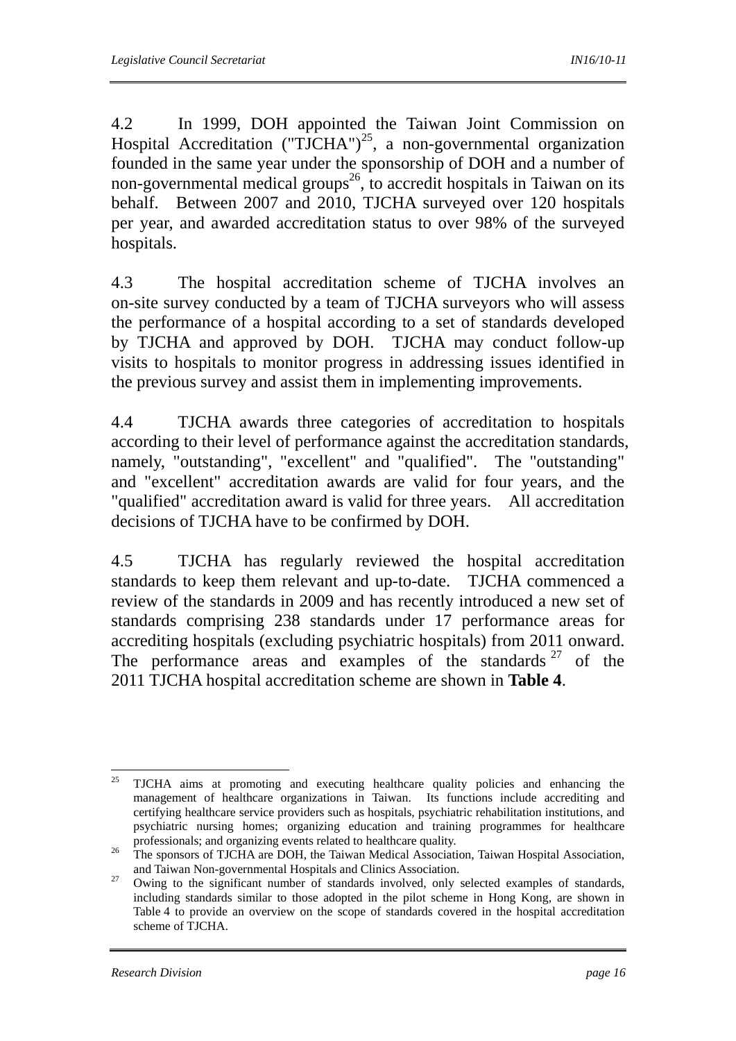4.2 In 1999, DOH appointed the Taiwan Joint Commission on Hospital Accreditation ("TJCHA")[25], a non-governmental organization founded in the same year under the sponsorship of DOH and a number of non-governmental medical groups[26], to accredit hospitals in Taiwan on its behalf. Between 2007 and 2010, TJCHA surveyed over 120 hospitals per year, and awarded accreditation status to over 98% of the surveyed hospitals.

4.3 The hospital accreditation scheme of TJCHA involves an on-site survey conducted by a team of TJCHA surveyors who will assess the performance of a hospital according to a set of standards developed by TJCHA and approved by DOH. TJCHA may conduct follow-up visits to hospitals to monitor progress in addressing issues identified in the previous survey and assist them in implementing improvements.

4.4 TJCHA awards three categories of accreditation to hospitals according to their level of performance against the accreditation standards, namely, "outstanding", "excellent" and "qualified". The "outstanding" and "excellent" accreditation awards are valid for four years, and the "qualified" accreditation award is valid for three years. All accreditation decisions of TJCHA have to be confirmed by DOH.

4.5 TJCHA has regularly reviewed the hospital accreditation standards to keep them relevant and up-to-date. TJCHA commenced a review of the standards in 2009 and has recently introduced a new set of standards comprising 238 standards under 17 performance areas for accrediting hospitals (excluding psychiatric hospitals) from 2011 onward. The performance areas and examples of the standards[27] of the 2011 TJCHA hospital accreditation scheme are shown in **Table 4**.

---

[25] TJCHA aims at promoting and executing healthcare quality policies and enhancing the management of healthcare organizations in Taiwan. Its functions include accrediting and certifying healthcare service providers such as hospitals, psychiatric rehabilitation institutions, and psychiatric nursing homes; organizing education and training programmes for healthcare professionals; and organizing events related to healthcare quality.

[26] The sponsors of TJCHA are DOH, the Taiwan Medical Association, Taiwan Hospital Association, and Taiwan Non-governmental Hospitals and Clinics Association.

[27] Owing to the significant number of standards involved, only selected examples of standards, including standards similar to those adopted in the pilot scheme in Hong Kong, are shown in Table 4 to provide an overview on the scope of standards covered in the hospital accreditation scheme of TJCHA.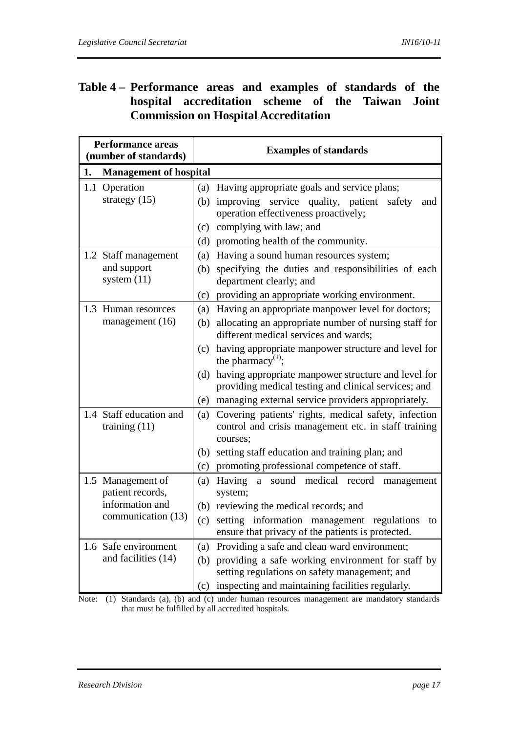**Table 4 – Performance areas and examples of standards of the hospital accreditation scheme of the Taiwan Joint Commission on Hospital Accreditation**

| Performance areas (number of standards) | Examples of standards |
|---|---|
| **1. Management of hospital** | |
| 1.1 Operation strategy (15) | (a) Having appropriate goals and service plans;<br>(b) improving service quality, patient safety and operation effectiveness proactively;<br>(c) complying with law; and<br>(d) promoting health of the community. |
| 1.2 Staff management and support system (11) | (a) Having a sound human resources system;<br>(b) specifying the duties and responsibilities of each department clearly; and<br>(c) providing an appropriate working environment. |
| 1.3 Human resources management (16) | (a) Having an appropriate manpower level for doctors;<br>(b) allocating an appropriate number of nursing staff for different medical services and wards;<br>(c) having appropriate manpower structure and level for the pharmacy[(1)];<br>(d) having appropriate manpower structure and level for providing medical testing and clinical services; and<br>(e) managing external service providers appropriately. |
| 1.4 Staff education and training (11) | (a) Covering patients' rights, medical safety, infection control and crisis management etc. in staff training courses;<br>(b) setting staff education and training plan; and<br>(c) promoting professional competence of staff. |
| 1.5 Management of patient records, information and communication (13) | (a) Having a sound medical record management system;<br>(b) reviewing the medical records; and<br>(c) setting information management regulations to ensure that privacy of the patients is protected. |
| 1.6 Safe environment and facilities (14) | (a) Providing a safe and clean ward environment;<br>(b) providing a safe working environment for staff by setting regulations on safety management; and<br>(c) inspecting and maintaining facilities regularly. |

Note: (1) Standards (a), (b) and (c) under human resources management are mandatory standards that must be fulfilled by all accredited hospitals.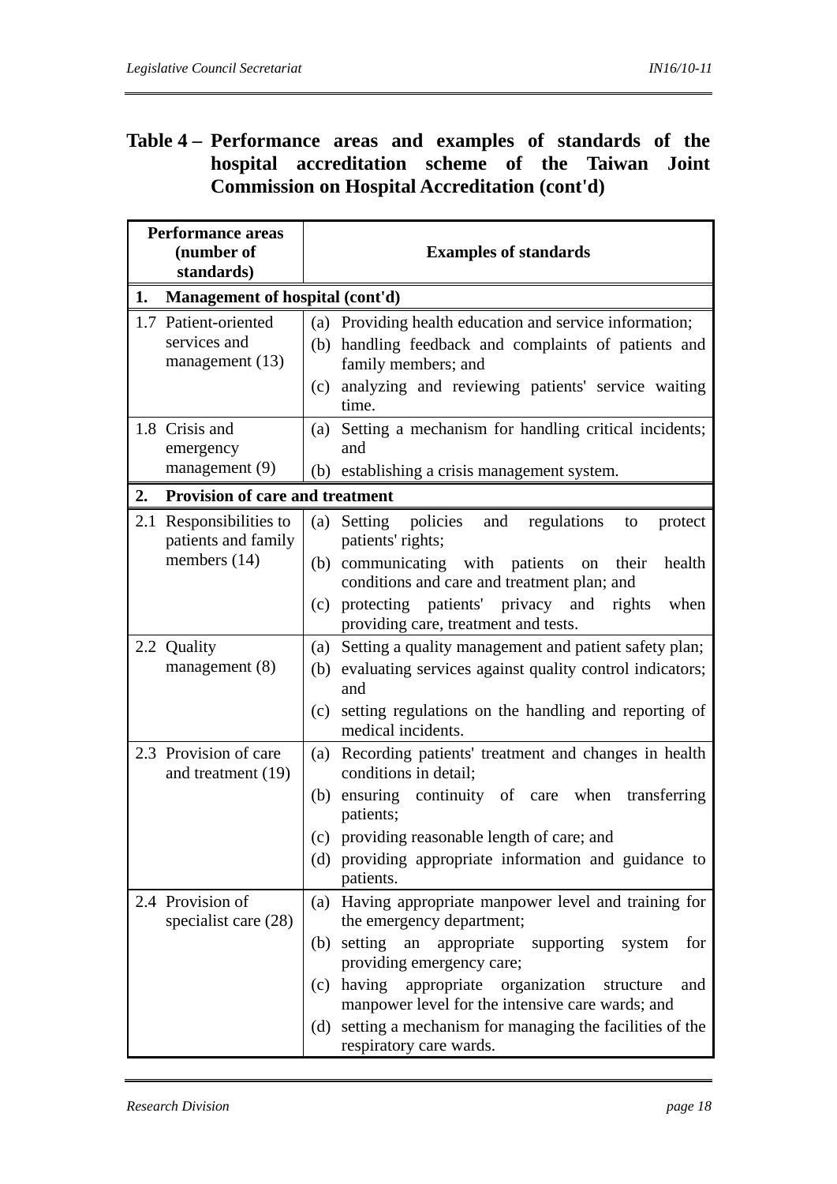**Table 4 – Performance areas and examples of standards of the hospital accreditation scheme of the Taiwan Joint Commission on Hospital Accreditation (cont'd)**

| Performance areas (number of standards) | Examples of standards |
|---|---|
| **1. Management of hospital (cont'd)** | |
| 1.7 Patient-oriented services and management (13) | (a) Providing health education and service information;<br>(b) handling feedback and complaints of patients and family members; and<br>(c) analyzing and reviewing patients' service waiting time. |
| 1.8 Crisis and emergency management (9) | (a) Setting a mechanism for handling critical incidents; and<br>(b) establishing a crisis management system. |
| **2. Provision of care and treatment** | |
| 2.1 Responsibilities to patients and family members (14) | (a) Setting policies and regulations to protect patients' rights;<br>(b) communicating with patients on their health conditions and care and treatment plan; and<br>(c) protecting patients' privacy and rights when providing care, treatment and tests. |
| 2.2 Quality management (8) | (a) Setting a quality management and patient safety plan;<br>(b) evaluating services against quality control indicators; and<br>(c) setting regulations on the handling and reporting of medical incidents. |
| 2.3 Provision of care and treatment (19) | (a) Recording patients' treatment and changes in health conditions in detail;<br>(b) ensuring continuity of care when transferring patients;<br>(c) providing reasonable length of care; and<br>(d) providing appropriate information and guidance to patients. |
| 2.4 Provision of specialist care (28) | (a) Having appropriate manpower level and training for the emergency department;<br>(b) setting an appropriate supporting system for providing emergency care;<br>(c) having appropriate organization structure and manpower level for the intensive care wards; and<br>(d) setting a mechanism for managing the facilities of the respiratory care wards. |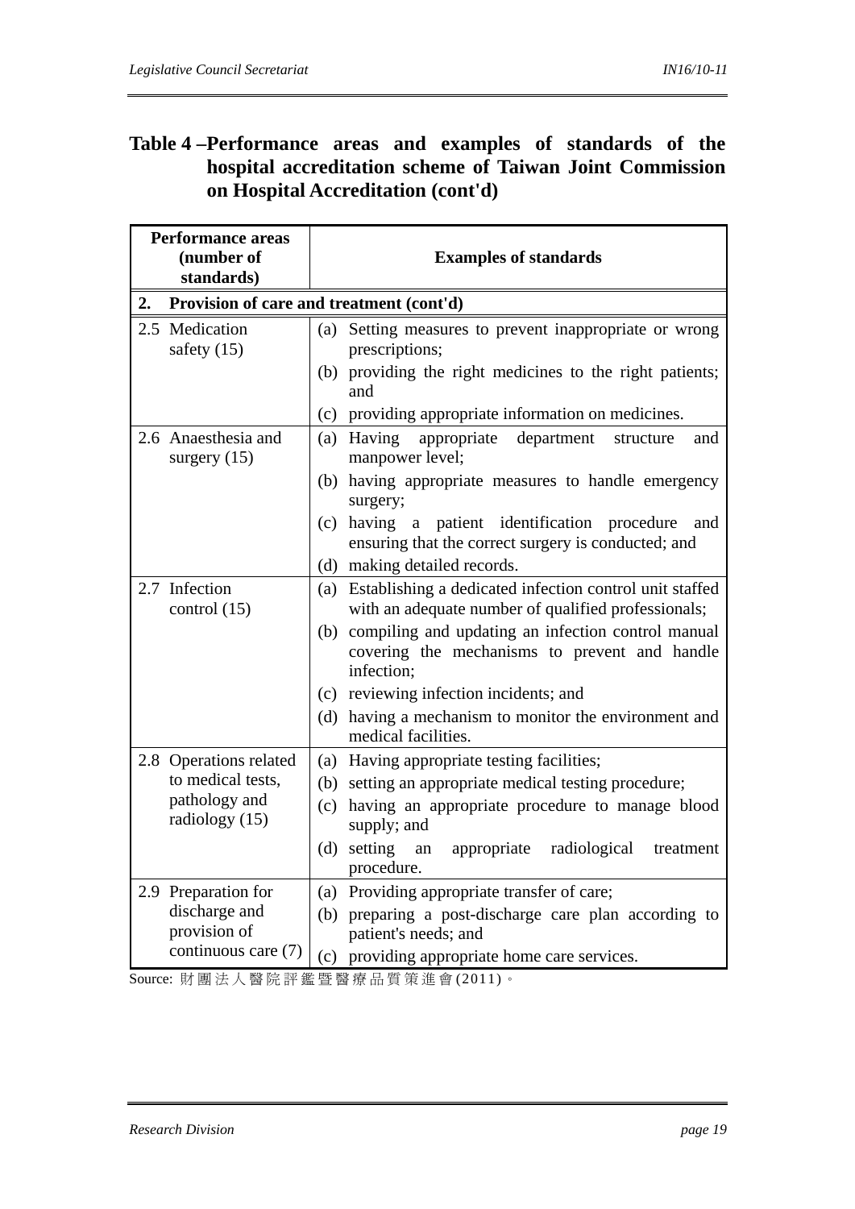**Table 4 – Performance areas and examples of standards of the hospital accreditation scheme of Taiwan Joint Commission on Hospital Accreditation (cont'd)**

| Performance areas (number of standards) | Examples of standards |
|---|---|
| **2. Provision of care and treatment (cont'd)** | |
| 2.5 Medication safety (15) | (a) Setting measures to prevent inappropriate or wrong prescriptions;<br>(b) providing the right medicines to the right patients; and<br>(c) providing appropriate information on medicines. |
| 2.6 Anaesthesia and surgery (15) | (a) Having appropriate department structure and manpower level;<br>(b) having appropriate measures to handle emergency surgery;<br>(c) having a patient identification procedure and ensuring that the correct surgery is conducted; and<br>(d) making detailed records. |
| 2.7 Infection control (15) | (a) Establishing a dedicated infection control unit staffed with an adequate number of qualified professionals;<br>(b) compiling and updating an infection control manual covering the mechanisms to prevent and handle infection;<br>(c) reviewing infection incidents; and<br>(d) having a mechanism to monitor the environment and medical facilities. |
| 2.8 Operations related to medical tests, pathology and radiology (15) | (a) Having appropriate testing facilities;<br>(b) setting an appropriate medical testing procedure;<br>(c) having an appropriate procedure to manage blood supply; and<br>(d) setting an appropriate radiological treatment procedure. |
| 2.9 Preparation for discharge and provision of continuous care (7) | (a) Providing appropriate transfer of care;<br>(b) preparing a post-discharge care plan according to patient's needs; and<br>(c) providing appropriate home care services. |

Source: 財團法人醫院評鑑暨醫療品質策進會(2011)。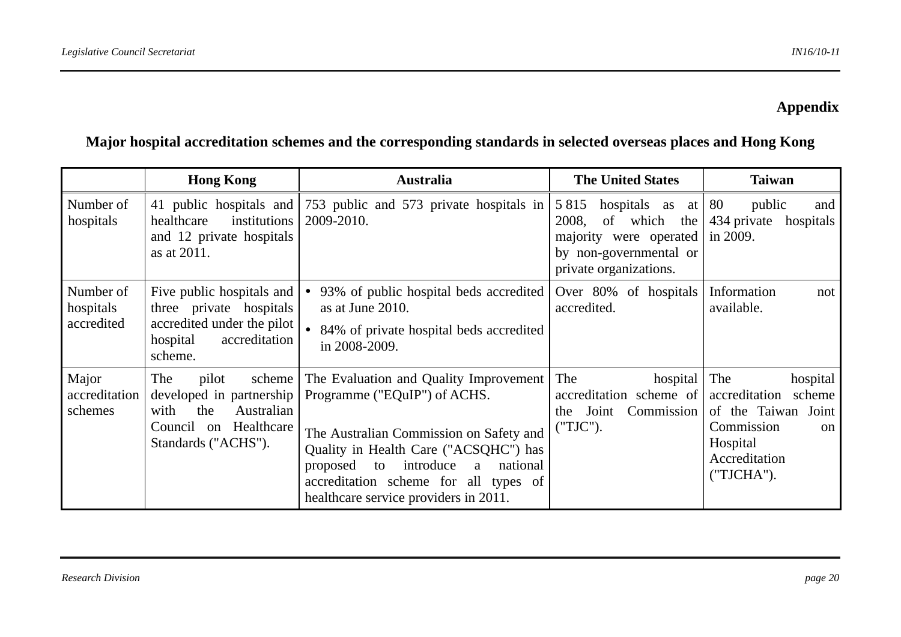**Appendix**

## Major hospital accreditation schemes and the corresponding standards in selected overseas places and Hong Kong

| | Hong Kong | Australia | The United States | Taiwan |
|---|---|---|---|---|
| Number of hospitals | 41 public hospitals and healthcare institutions and 12 private hospitals as at 2011. | 753 public and 573 private hospitals in 2009-2010. | 5 815 hospitals as at 2008, of which the majority were operated by non-governmental or private organizations. | 80 public and 434 private hospitals in 2009. |
| Number of hospitals accredited | Five public hospitals and three private hospitals accredited under the pilot hospital accreditation scheme. | • 93% of public hospital beds accredited as at June 2010.<br>• 84% of private hospital beds accredited in 2008-2009. | Over 80% of hospitals accredited. | Information not available. |
| Major accreditation schemes | The pilot scheme developed in partnership with the Australian Council on Healthcare Standards ("ACHS"). | The Evaluation and Quality Improvement Programme ("EQuIP") of ACHS.<br><br>The Australian Commission on Safety and Quality in Health Care ("ACSQHC") has proposed to introduce a national accreditation scheme for all types of healthcare service providers in 2011. | The hospital accreditation scheme of the Joint Commission ("TJC"). | The hospital accreditation scheme of the Taiwan Joint Commission on Hospital Accreditation ("TJCHA"). |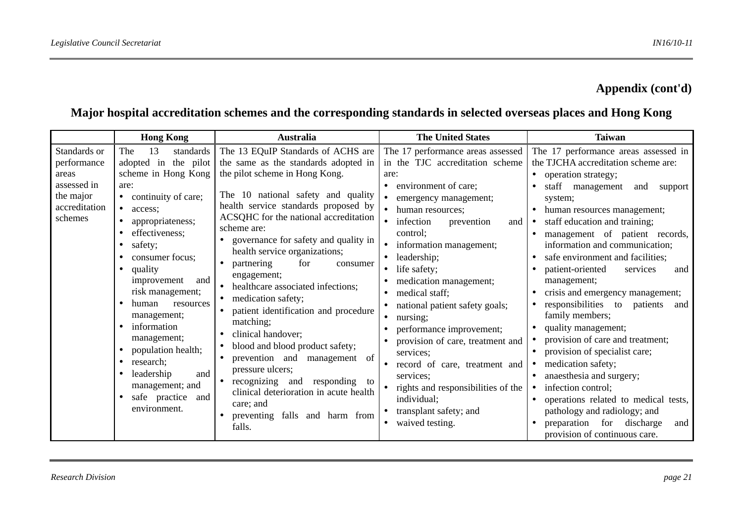**Appendix (cont'd)**

## Major hospital accreditation schemes and the corresponding standards in selected overseas places and Hong Kong

| | Hong Kong | Australia | The United States | Taiwan |
|---|---|---|---|---|
| Standards or performance areas assessed in the major accreditation schemes | The 13 standards adopted in the pilot scheme in Hong Kong are:<br>• continuity of care;<br>• access;<br>• appropriateness;<br>• effectiveness;<br>• safety;<br>• consumer focus;<br>• quality improvement and risk management;<br>• human resources management;<br>• information management;<br>• population health;<br>• research;<br>• leadership and management; and<br>• safe practice and environment. | The 13 EQuIP Standards of ACHS are the same as the standards adopted in the pilot scheme in Hong Kong.<br><br>The 10 national safety and quality health service standards proposed by ACSQHC for the national accreditation scheme are:<br>• governance for safety and quality in health service organizations;<br>• partnering for consumer engagement;<br>• healthcare associated infections;<br>• medication safety;<br>• patient identification and procedure matching;<br>• clinical handover;<br>• blood and blood product safety;<br>• prevention and management of pressure ulcers;<br>• recognizing and responding to clinical deterioration in acute health care; and<br>• preventing falls and harm from falls. | The 17 performance areas assessed in the TJC accreditation scheme are:<br>• environment of care;<br>• emergency management;<br>• human resources;<br>• infection prevention and control;<br>• information management;<br>• leadership;<br>• life safety;<br>• medication management;<br>• medical staff;<br>• national patient safety goals;<br>• nursing;<br>• performance improvement;<br>• provision of care, treatment and services;<br>• record of care, treatment and services;<br>• rights and responsibilities of the individual;<br>• transplant safety; and<br>• waived testing. | The 17 performance areas assessed in the TJCHA accreditation scheme are:<br>• operation strategy;<br>• staff management and support system;<br>• human resources management;<br>• staff education and training;<br>• management of patient records, information and communication;<br>• safe environment and facilities;<br>• patient-oriented services and management;<br>• crisis and emergency management;<br>• responsibilities to patients and family members;<br>• quality management;<br>• provision of care and treatment;<br>• provision of specialist care;<br>• medication safety;<br>• anaesthesia and surgery;<br>• infection control;<br>• operations related to medical tests, pathology and radiology; and<br>• preparation for discharge and provision of continuous care. |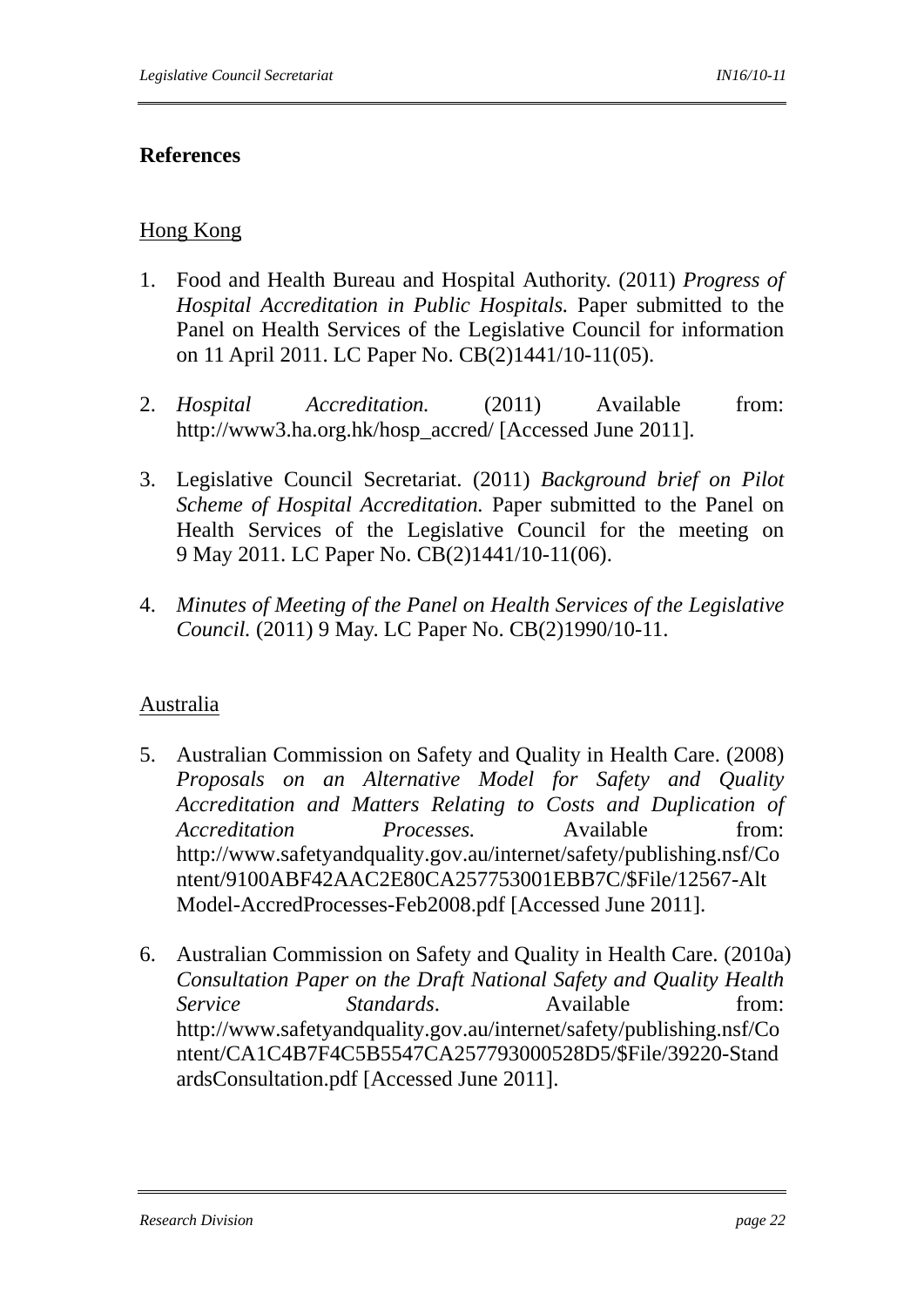## References

Hong Kong

1. Food and Health Bureau and Hospital Authority. (2011) *Progress of Hospital Accreditation in Public Hospitals.* Paper submitted to the Panel on Health Services of the Legislative Council for information on 11 April 2011. LC Paper No. CB(2)1441/10-11(05).

2. *Hospital Accreditation.* (2011) Available from: http://www3.ha.org.hk/hosp_accred/ [Accessed June 2011].

3. Legislative Council Secretariat. (2011) *Background brief on Pilot Scheme of Hospital Accreditation.* Paper submitted to the Panel on Health Services of the Legislative Council for the meeting on 9 May 2011. LC Paper No. CB(2)1441/10-11(06).

4. *Minutes of Meeting of the Panel on Health Services of the Legislative Council.* (2011) 9 May. LC Paper No. CB(2)1990/10-11.

Australia

5. Australian Commission on Safety and Quality in Health Care. (2008) *Proposals on an Alternative Model for Safety and Quality Accreditation and Matters Relating to Costs and Duplication of Accreditation Processes.* Available from: http://www.safetyandquality.gov.au/internet/safety/publishing.nsf/Content/9100ABF42AAC2E80CA257753001EBB7C/$File/12567-AltModel-AccredProcesses-Feb2008.pdf [Accessed June 2011].

6. Australian Commission on Safety and Quality in Health Care. (2010a) *Consultation Paper on the Draft National Safety and Quality Health Service Standards*. Available from: http://www.safetyandquality.gov.au/internet/safety/publishing.nsf/Content/CA1C4B7F4C5B5547CA257793000528D5/$File/39220-StandardsConsultation.pdf [Accessed June 2011].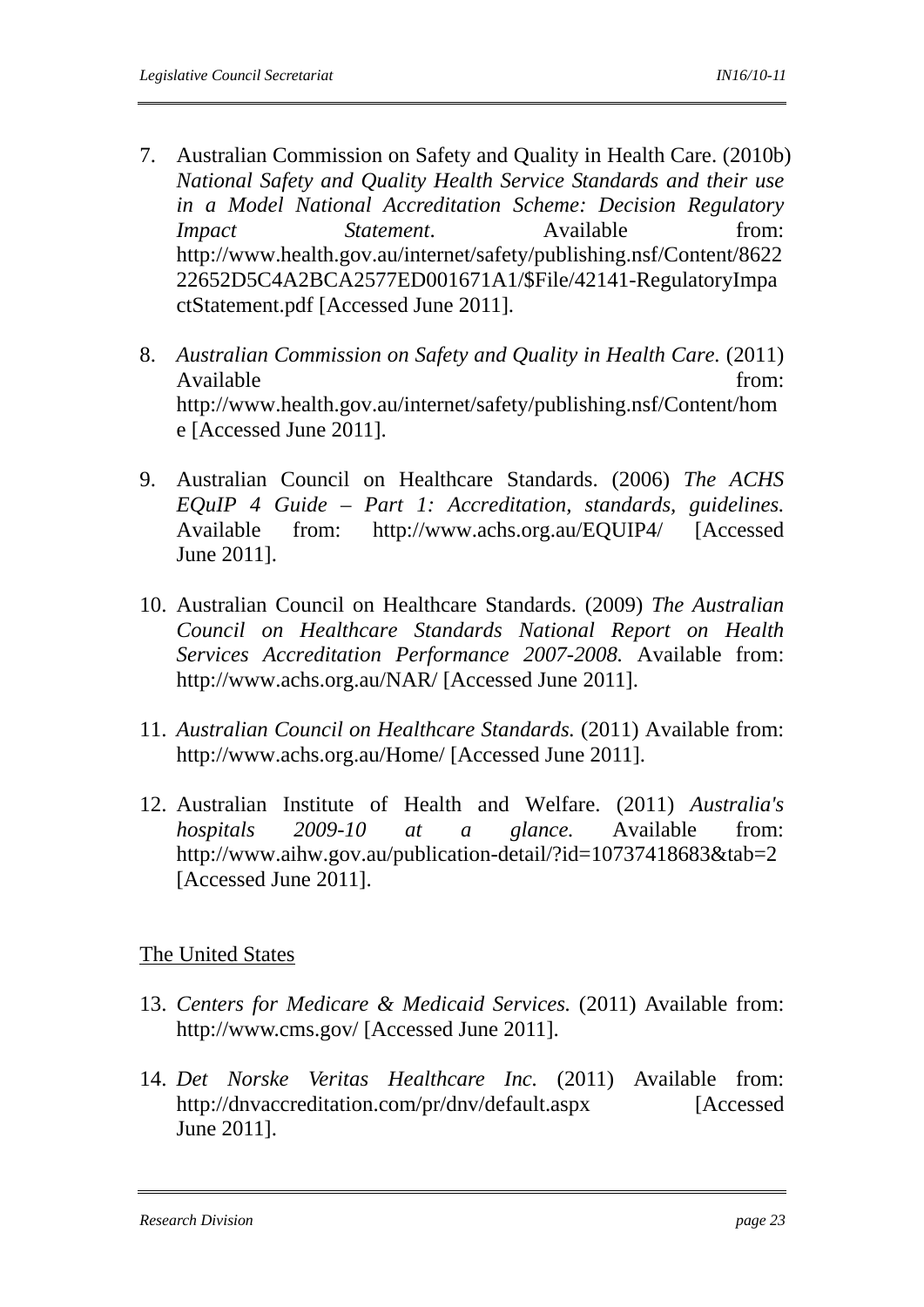7. Australian Commission on Safety and Quality in Health Care. (2010b) *National Safety and Quality Health Service Standards and their use in a Model National Accreditation Scheme: Decision Regulatory Impact Statement*. Available from: http://www.health.gov.au/internet/safety/publishing.nsf/Content/862222652D5C4A2BCA2577ED001671A1/$File/42141-RegulatoryImpactStatement.pdf [Accessed June 2011].

8. *Australian Commission on Safety and Quality in Health Care.* (2011) Available from: http://www.health.gov.au/internet/safety/publishing.nsf/Content/home [Accessed June 2011].

9. Australian Council on Healthcare Standards. (2006) *The ACHS EQuIP 4 Guide – Part 1: Accreditation, standards, guidelines.* Available from: http://www.achs.org.au/EQUIP4/ [Accessed June 2011].

10. Australian Council on Healthcare Standards. (2009) *The Australian Council on Healthcare Standards National Report on Health Services Accreditation Performance 2007-2008.* Available from: http://www.achs.org.au/NAR/ [Accessed June 2011].

11. *Australian Council on Healthcare Standards.* (2011) Available from: http://www.achs.org.au/Home/ [Accessed June 2011].

12. Australian Institute of Health and Welfare. (2011) *Australia's hospitals 2009-10 at a glance.* Available from: http://www.aihw.gov.au/publication-detail/?id=10737418683&tab=2 [Accessed June 2011].

<u>The United States</u>

13. *Centers for Medicare & Medicaid Services.* (2011) Available from: http://www.cms.gov/ [Accessed June 2011].

14. *Det Norske Veritas Healthcare Inc.* (2011) Available from: http://dnvaccreditation.com/pr/dnv/default.aspx [Accessed June 2011].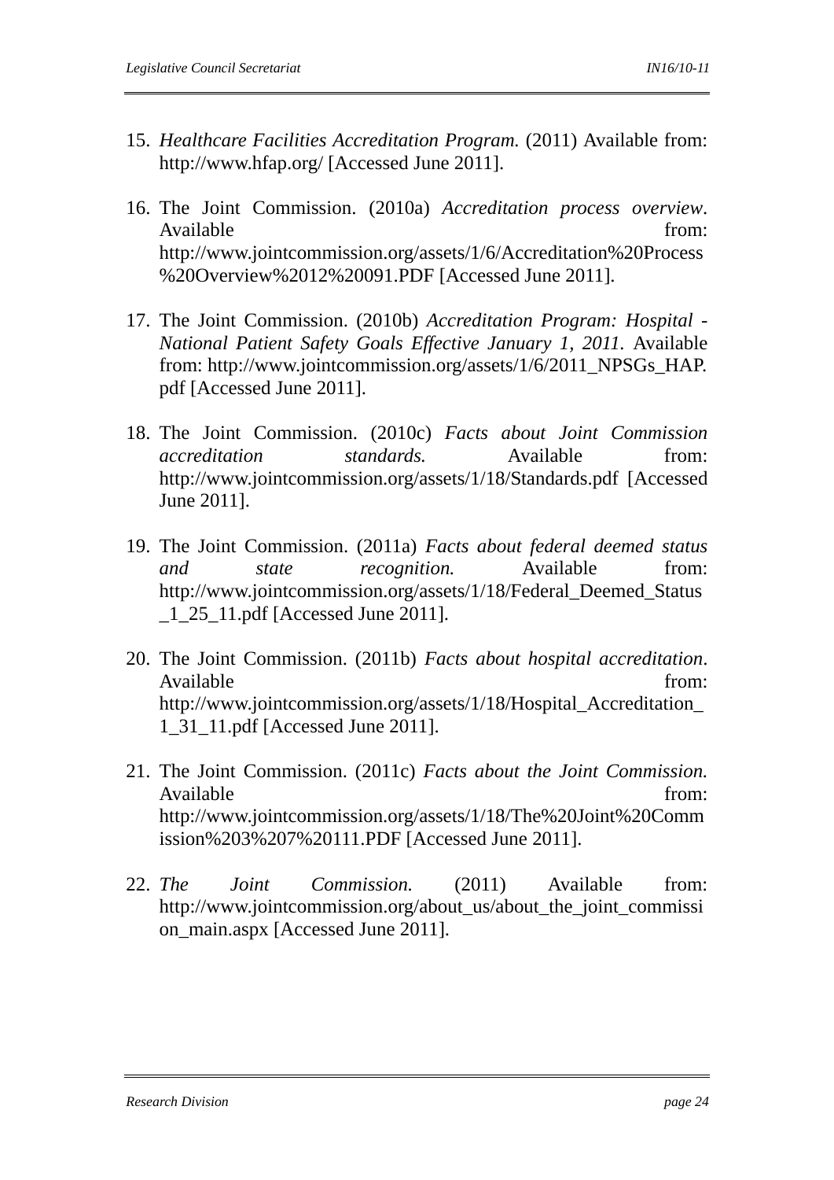15. *Healthcare Facilities Accreditation Program.* (2011) Available from: http://www.hfap.org/ [Accessed June 2011].

16. The Joint Commission. (2010a) *Accreditation process overview*. Available from: http://www.jointcommission.org/assets/1/6/Accreditation%20Process%20Overview%2012%20091.PDF [Accessed June 2011].

17. The Joint Commission. (2010b) *Accreditation Program: Hospital - National Patient Safety Goals Effective January 1, 2011.* Available from: http://www.jointcommission.org/assets/1/6/2011_NPSGs_HAP.pdf [Accessed June 2011].

18. The Joint Commission. (2010c) *Facts about Joint Commission accreditation standards.* Available from: http://www.jointcommission.org/assets/1/18/Standards.pdf [Accessed June 2011].

19. The Joint Commission. (2011a) *Facts about federal deemed status and state recognition.* Available from: http://www.jointcommission.org/assets/1/18/Federal_Deemed_Status_1_25_11.pdf [Accessed June 2011].

20. The Joint Commission. (2011b) *Facts about hospital accreditation*. Available from: http://www.jointcommission.org/assets/1/18/Hospital_Accreditation_1_31_11.pdf [Accessed June 2011].

21. The Joint Commission. (2011c) *Facts about the Joint Commission.* Available from: http://www.jointcommission.org/assets/1/18/The%20Joint%20Commission%203%207%20111.PDF [Accessed June 2011].

22. *The Joint Commission.* (2011) Available from: http://www.jointcommission.org/about_us/about_the_joint_commission_main.aspx [Accessed June 2011].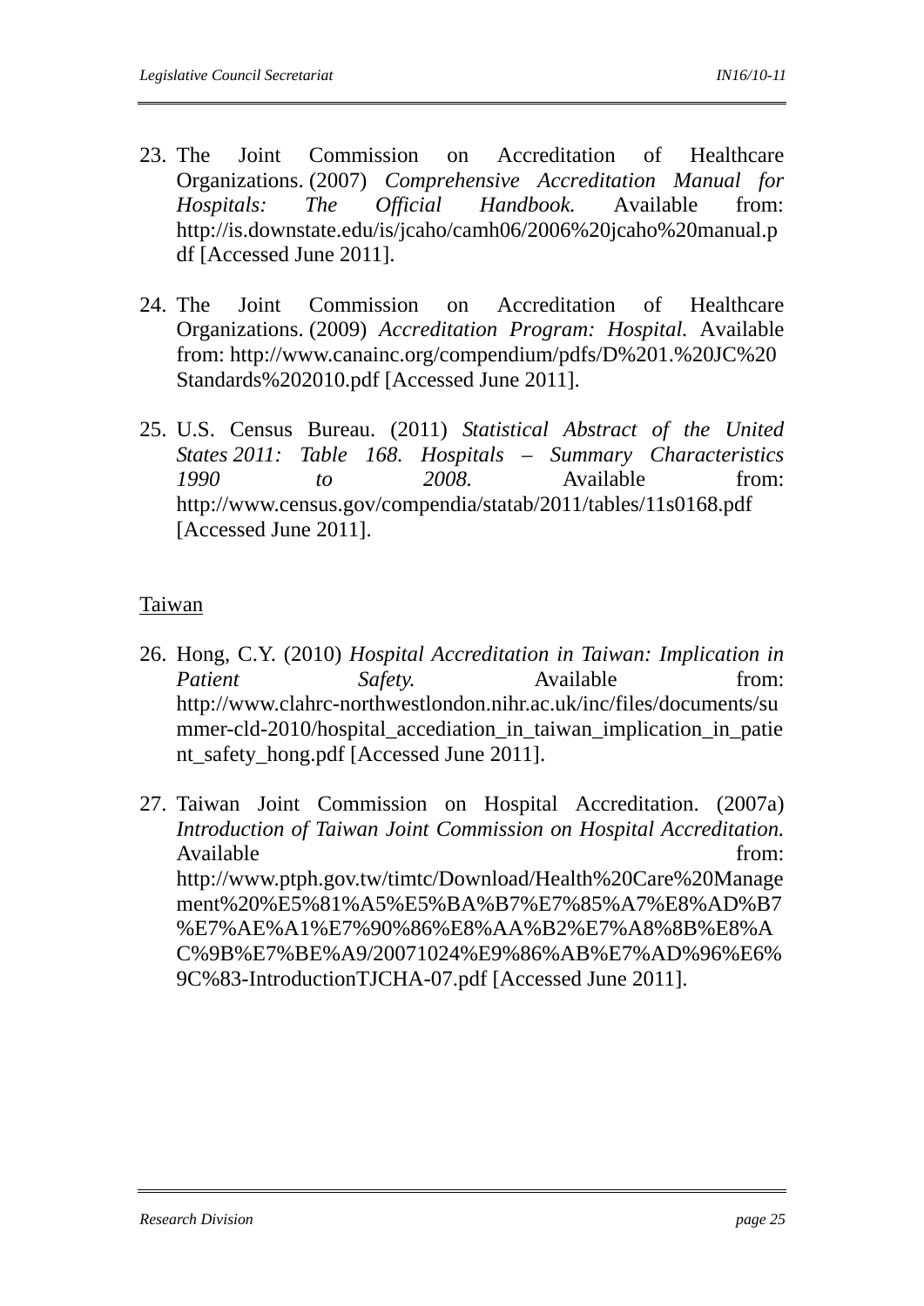23. The Joint Commission on Accreditation of Healthcare Organizations. (2007) *Comprehensive Accreditation Manual for Hospitals: The Official Handbook.* Available from: http://is.downstate.edu/is/jcaho/camh06/2006%20jcaho%20manual.pdf [Accessed June 2011].

24. The Joint Commission on Accreditation of Healthcare Organizations. (2009) *Accreditation Program: Hospital.* Available from: http://www.canainc.org/compendium/pdfs/D%201.%20JC%20Standards%202010.pdf [Accessed June 2011].

25. U.S. Census Bureau. (2011) *Statistical Abstract of the United States 2011: Table 168. Hospitals – Summary Characteristics 1990 to 2008.* Available from: http://www.census.gov/compendia/statab/2011/tables/11s0168.pdf [Accessed June 2011].

<u>Taiwan</u>

26. Hong, C.Y. (2010) *Hospital Accreditation in Taiwan: Implication in Patient Safety.* Available from: http://www.clahrc-northwestlondon.nihr.ac.uk/inc/files/documents/summer-cld-2010/hospital_accediation_in_taiwan_implication_in_patient_safety_hong.pdf [Accessed June 2011].

27. Taiwan Joint Commission on Hospital Accreditation. (2007a) *Introduction of Taiwan Joint Commission on Hospital Accreditation.* Available from: http://www.ptph.gov.tw/timtc/Download/Health%20Care%20Management%20%E5%81%A5%E5%BA%B7%E7%85%A7%E8%AD%B7%E7%AE%A1%E7%90%86%E8%AA%B2%E7%A8%8B%E8%AC%9B%E7%BE%A9/20071024%E9%86%AB%E7%AD%96%E6%9C%83-IntroductionTJCHA-07.pdf [Accessed June 2011].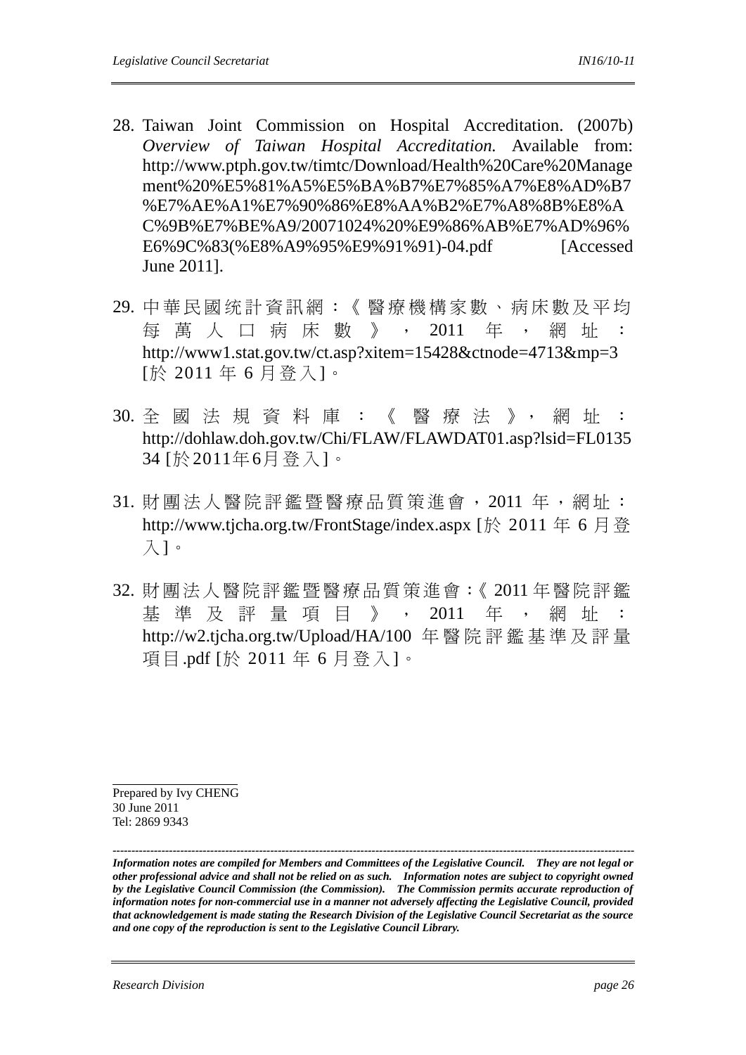28. Taiwan Joint Commission on Hospital Accreditation. (2007b) *Overview of Taiwan Hospital Accreditation.* Available from: http://www.ptph.gov.tw/timtc/Download/Health%20Care%20Management%20%E5%81%A5%E5%BA%B7%E7%85%A7%E8%AD%B7%E7%AE%A1%E7%90%86%E8%AA%B2%E7%A8%8B%E8%AC%9B%E7%BE%A9/20071024%20%E9%86%AB%E7%AD%96%E6%9C%83(%E8%A9%95%E9%91%91)-04.pdf [Accessed June 2011].

29. 中華民國统計資訊網：《醫療機構家數、病床數及平均每萬人口病床數》，2011 年，網址：http://www1.stat.gov.tw/ct.asp?xitem=15428&ctnode=4713&mp=3 [於 2011 年 6 月登入]。

30. 全國法規資料庫：《醫療法》，網址：http://dohlaw.doh.gov.tw/Chi/FLAW/FLAWDAT01.asp?lsid=FL013534 [於2011年6月登入]。

31. 財團法人醫院評鑑暨醫療品質策進會，2011 年，網址：http://www.tjcha.org.tw/FrontStage/index.aspx [於 2011 年 6 月登入]。

32. 財團法人醫院評鑑暨醫療品質策進會：《2011 年醫院評鑑基準及評量項目》，2011 年，網址：http://w2.tjcha.org.tw/Upload/HA/100 年醫院評鑑基準及評量項目.pdf [於 2011 年 6 月登入]。

Prepared by Ivy CHENG
30 June 2011
Tel: 2869 9343

---

***Information notes are compiled for Members and Committees of the Legislative Council. They are not legal or other professional advice and shall not be relied on as such. Information notes are subject to copyright owned by the Legislative Council Commission (the Commission). The Commission permits accurate reproduction of information notes for non-commercial use in a manner not adversely affecting the Legislative Council, provided that acknowledgement is made stating the Research Division of the Legislative Council Secretariat as the source and one copy of the reproduction is sent to the Legislative Council Library.***